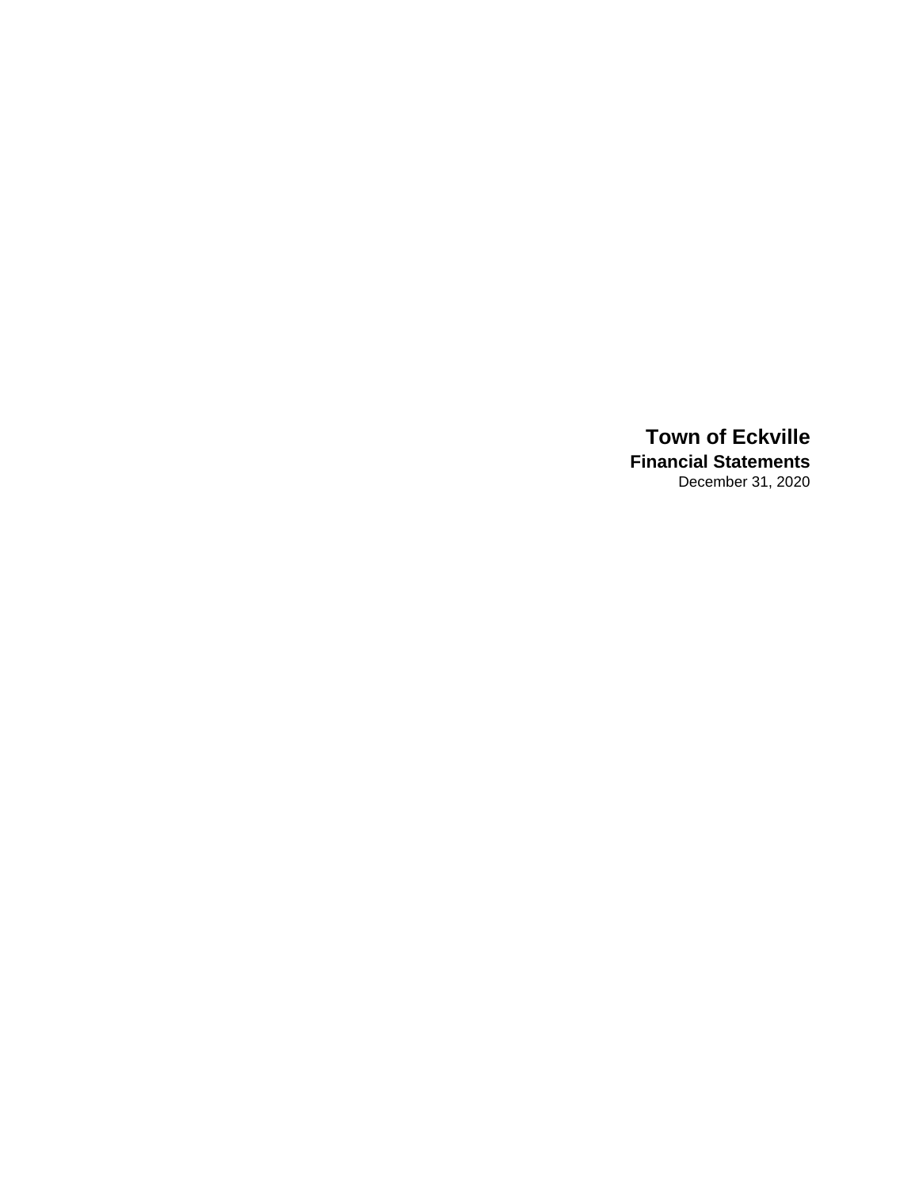# Town of Eckville

## Financial Statements

December 31, 2020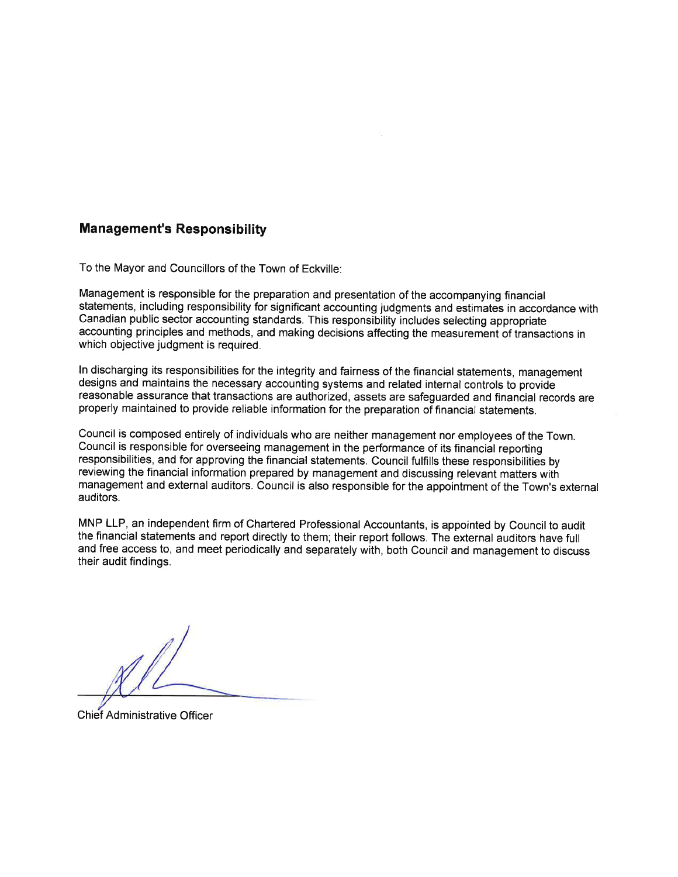## Management's Responsibility

To the Mayor and Councillors of the Town of Eckville:

Management is responsible for the preparation and presentation of the accompanying financial statements, including responsibility for significant accounting judgments and estimates in accordance with Canadian public sector accounting standards. This responsibility includes selecting appropriate accounting principles and methods, and making decisions affecting the measurement of transactions in which objective judgment is required.

In discharging its responsibilities for the integrity and fairness of the financial statements, management designs and maintains the necessary accounting systems and related internal controls to provide reasonable assurance that transactions are authorized, assets are safeguarded and financial records are properly maintained to provide reliable information for the preparation of financial statements.

Council is composed entirely of individuals who are neither management nor employees of the Town. Council is responsible for overseeing management in the performance of its financial reporting responsibilities, and for approving the financial statements. Council fulfills these responsibilities by reviewing the financial information prepared by management and discussing relevant matters with management and external auditors. Council is also responsible for the appointment of the Town's external auditors.

MNP LLP, an independent firm of Chartered Professional Accountants, is appointed by Council to audit the financial statements and report directly to them; their report follows. The external auditors have full and free access to, and meet periodically and separately with, both Council and management to discuss their audit findings.

Chief Administrative Officer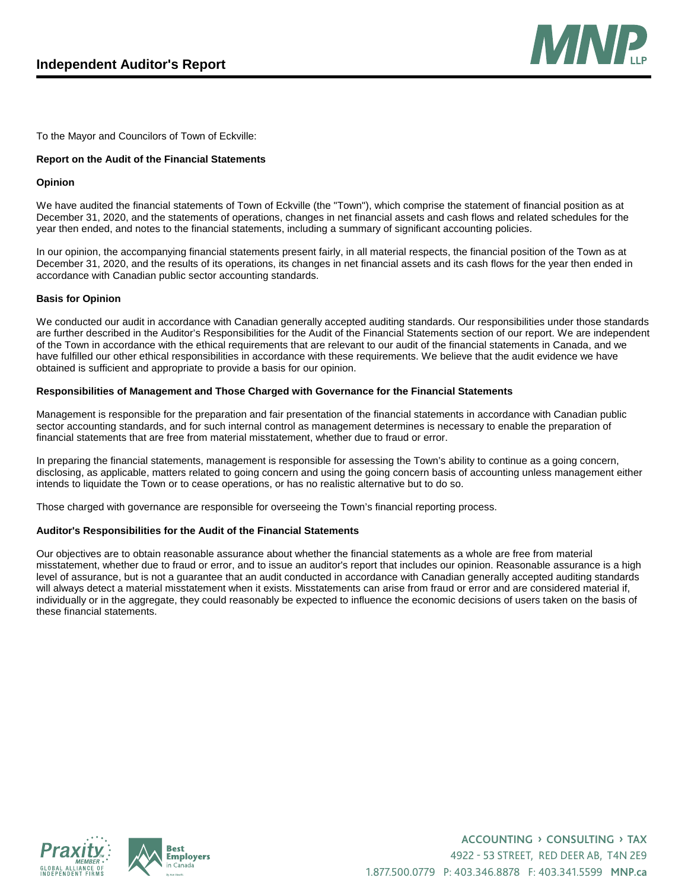# Independent Auditor's Report

To the Mayor and Councilors of Town of Eckville:

**Report on the Audit of the Financial Statements**

**Opinion**

We have audited the financial statements of Town of Eckville (the "Town"), which comprise the statement of financial position as at December 31, 2020, and the statements of operations, changes in net financial assets and cash flows and related schedules for the year then ended, and notes to the financial statements, including a summary of significant accounting policies.

In our opinion, the accompanying financial statements present fairly, in all material respects, the financial position of the Town as at December 31, 2020, and the results of its operations, its changes in net financial assets and its cash flows for the year then ended in accordance with Canadian public sector accounting standards.

**Basis for Opinion**

We conducted our audit in accordance with Canadian generally accepted auditing standards. Our responsibilities under those standards are further described in the Auditor's Responsibilities for the Audit of the Financial Statements section of our report. We are independent of the Town in accordance with the ethical requirements that are relevant to our audit of the financial statements in Canada, and we have fulfilled our other ethical responsibilities in accordance with these requirements. We believe that the audit evidence we have obtained is sufficient and appropriate to provide a basis for our opinion.

**Responsibilities of Management and Those Charged with Governance for the Financial Statements**

Management is responsible for the preparation and fair presentation of the financial statements in accordance with Canadian public sector accounting standards, and for such internal control as management determines is necessary to enable the preparation of financial statements that are free from material misstatement, whether due to fraud or error.

In preparing the financial statements, management is responsible for assessing the Town's ability to continue as a going concern, disclosing, as applicable, matters related to going concern and using the going concern basis of accounting unless management either intends to liquidate the Town or to cease operations, or has no realistic alternative but to do so.

Those charged with governance are responsible for overseeing the Town's financial reporting process.

**Auditor's Responsibilities for the Audit of the Financial Statements**

Our objectives are to obtain reasonable assurance about whether the financial statements as a whole are free from material misstatement, whether due to fraud or error, and to issue an auditor's report that includes our opinion. Reasonable assurance is a high level of assurance, but is not a guarantee that an audit conducted in accordance with Canadian generally accepted auditing standards will always detect a material misstatement when it exists. Misstatements can arise from fraud or error and are considered material if, individually or in the aggregate, they could reasonably be expected to influence the economic decisions of users taken on the basis of these financial statements.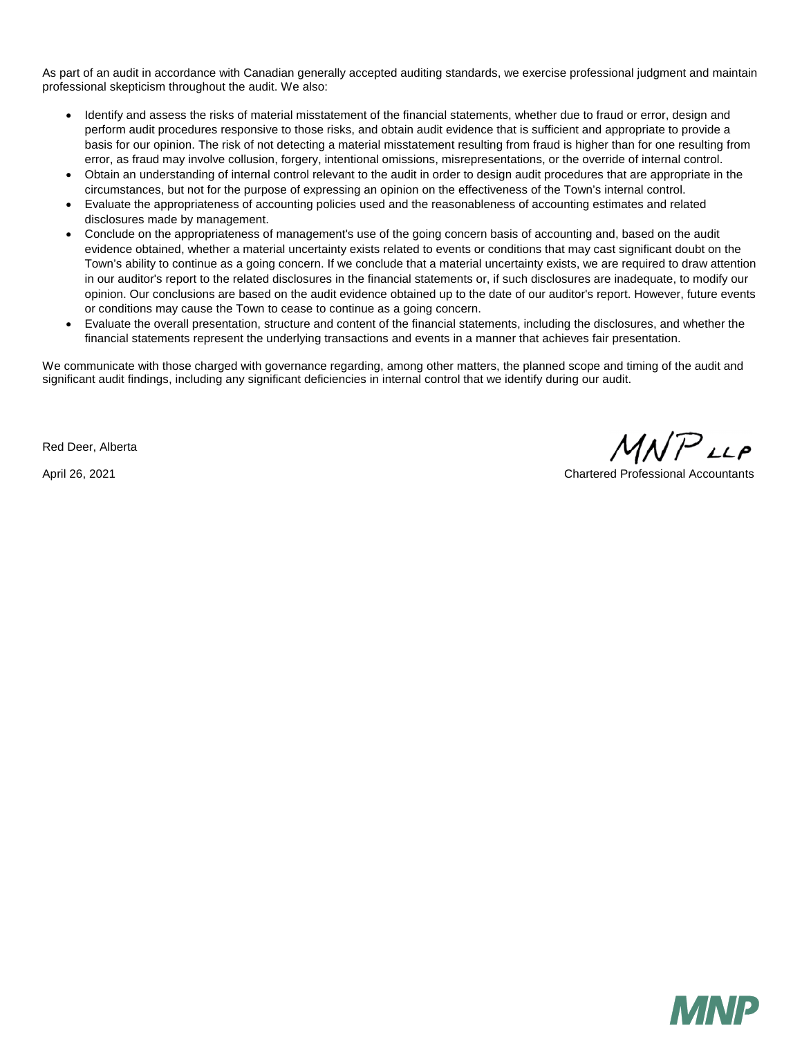As part of an audit in accordance with Canadian generally accepted auditing standards, we exercise professional judgment and maintain professional skepticism throughout the audit. We also:

- Identify and assess the risks of material misstatement of the financial statements, whether due to fraud or error, design and perform audit procedures responsive to those risks, and obtain audit evidence that is sufficient and appropriate to provide a basis for our opinion. The risk of not detecting a material misstatement resulting from fraud is higher than for one resulting from error, as fraud may involve collusion, forgery, intentional omissions, misrepresentations, or the override of internal control.
- Obtain an understanding of internal control relevant to the audit in order to design audit procedures that are appropriate in the circumstances, but not for the purpose of expressing an opinion on the effectiveness of the Town's internal control.
- Evaluate the appropriateness of accounting policies used and the reasonableness of accounting estimates and related disclosures made by management.
- Conclude on the appropriateness of management's use of the going concern basis of accounting and, based on the audit evidence obtained, whether a material uncertainty exists related to events or conditions that may cast significant doubt on the Town's ability to continue as a going concern. If we conclude that a material uncertainty exists, we are required to draw attention in our auditor's report to the related disclosures in the financial statements or, if such disclosures are inadequate, to modify our opinion. Our conclusions are based on the audit evidence obtained up to the date of our auditor's report. However, future events or conditions may cause the Town to cease to continue as a going concern.
- Evaluate the overall presentation, structure and content of the financial statements, including the disclosures, and whether the financial statements represent the underlying transactions and events in a manner that achieves fair presentation.

We communicate with those charged with governance regarding, among other matters, the planned scope and timing of the audit and significant audit findings, including any significant deficiencies in internal control that we identify during our audit.

Red Deer, Alberta

April 26, 2021

MNP LLP

Chartered Professional Accountants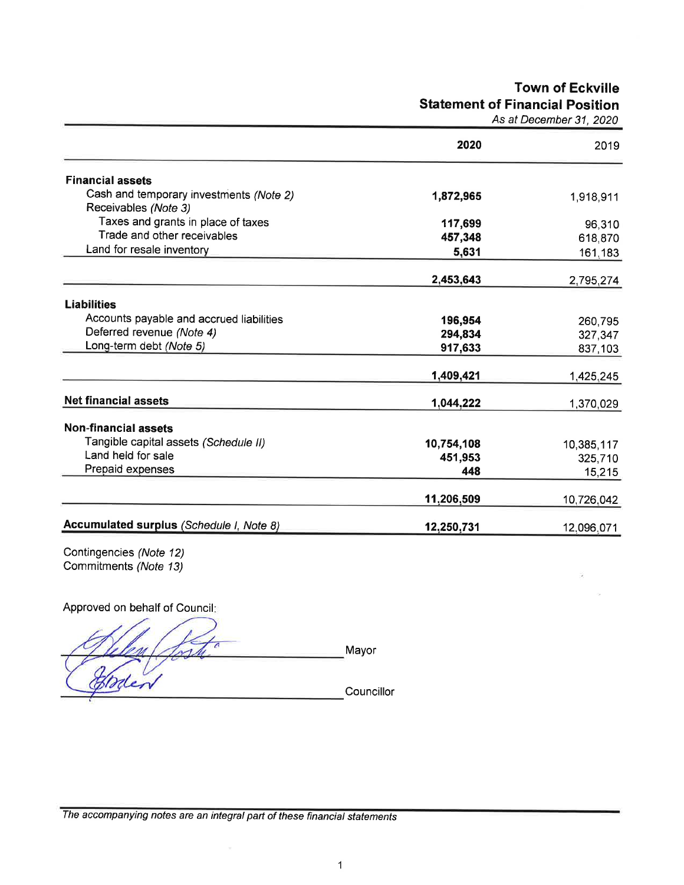# Town of Eckville
## Statement of Financial Position
*As at December 31, 2020*

| | 2020 | 2019 |
|---|---|---|
| **Financial assets** | | |
| Cash and temporary investments *(Note 2)* | **1,872,965** | 1,918,911 |
| Receivables *(Note 3)* | | |
| Taxes and grants in place of taxes | **117,699** | 96,310 |
| Trade and other receivables | **457,348** | 618,870 |
| Land for resale inventory | **5,631** | 161,183 |
| | **2,453,643** | 2,795,274 |
| **Liabilities** | | |
| Accounts payable and accrued liabilities | **196,954** | 260,795 |
| Deferred revenue *(Note 4)* | **294,834** | 327,347 |
| Long-term debt *(Note 5)* | **917,633** | 837,103 |
| | **1,409,421** | 1,425,245 |
| **Net financial assets** | **1,044,222** | 1,370,029 |
| **Non-financial assets** | | |
| Tangible capital assets *(Schedule II)* | **10,754,108** | 10,385,117 |
| Land held for sale | **451,953** | 325,710 |
| Prepaid expenses | **448** | 15,215 |
| | **11,206,509** | 10,726,042 |
| **Accumulated surplus** *(Schedule I, Note 8)* | **12,250,731** | 12,096,071 |

Contingencies *(Note 12)*
Commitments *(Note 13)*

Approved on behalf of Council:

_______________________ Mayor

_______________________ Councillor

*The accompanying notes are an integral part of these financial statements*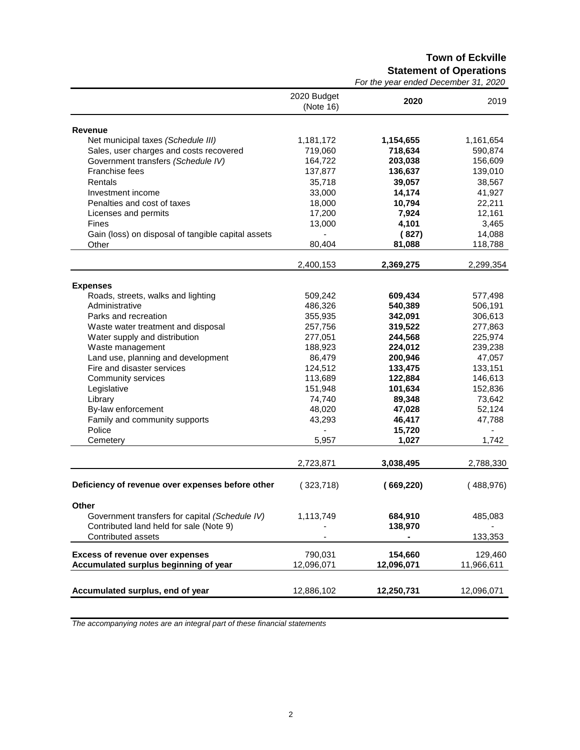# Town of Eckville

## Statement of Operations

*For the year ended December 31, 2020*

| | 2020 Budget (Note 16) | **2020** | 2019 |
|---|---|---|---|
| **Revenue** | | | |
| Net municipal taxes *(Schedule III)* | 1,181,172 | **1,154,655** | 1,161,654 |
| Sales, user charges and costs recovered | 719,060 | **718,634** | 590,874 |
| Government transfers *(Schedule IV)* | 164,722 | **203,038** | 156,609 |
| Franchise fees | 137,877 | **136,637** | 139,010 |
| Rentals | 35,718 | **39,057** | 38,567 |
| Investment income | 33,000 | **14,174** | 41,927 |
| Penalties and cost of taxes | 18,000 | **10,794** | 22,211 |
| Licenses and permits | 17,200 | **7,924** | 12,161 |
| Fines | 13,000 | **4,101** | 3,465 |
| Gain (loss) on disposal of tangible capital assets | - | **( 827)** | 14,088 |
| Other | 80,404 | **81,088** | 118,788 |
| | 2,400,153 | **2,369,275** | 2,299,354 |
| **Expenses** | | | |
| Roads, streets, walks and lighting | 509,242 | **609,434** | 577,498 |
| Administrative | 486,326 | **540,389** | 506,191 |
| Parks and recreation | 355,935 | **342,091** | 306,613 |
| Waste water treatment and disposal | 257,756 | **319,522** | 277,863 |
| Water supply and distribution | 277,051 | **244,568** | 225,974 |
| Waste management | 188,923 | **224,012** | 239,238 |
| Land use, planning and development | 86,479 | **200,946** | 47,057 |
| Fire and disaster services | 124,512 | **133,475** | 133,151 |
| Community services | 113,689 | **122,884** | 146,613 |
| Legislative | 151,948 | **101,634** | 152,836 |
| Library | 74,740 | **89,348** | 73,642 |
| By-law enforcement | 48,020 | **47,028** | 52,124 |
| Family and community supports | 43,293 | **46,417** | 47,788 |
| Police | - | **15,720** | - |
| Cemetery | 5,957 | **1,027** | 1,742 |
| | 2,723,871 | **3,038,495** | 2,788,330 |
| **Deficiency of revenue over expenses before other** | ( 323,718) | **( 669,220)** | ( 488,976) |
| **Other** | | | |
| Government transfers for capital *(Schedule IV)* | 1,113,749 | **684,910** | 485,083 |
| Contributed land held for sale (Note 9) | - | **138,970** | - |
| Contributed assets | - | **-** | 133,353 |
| **Excess of revenue over expenses** | 790,031 | **154,660** | 129,460 |
| **Accumulated surplus beginning of year** | 12,096,071 | **12,096,071** | 11,966,611 |
| **Accumulated surplus, end of year** | 12,886,102 | **12,250,731** | 12,096,071 |

*The accompanying notes are an integral part of these financial statements*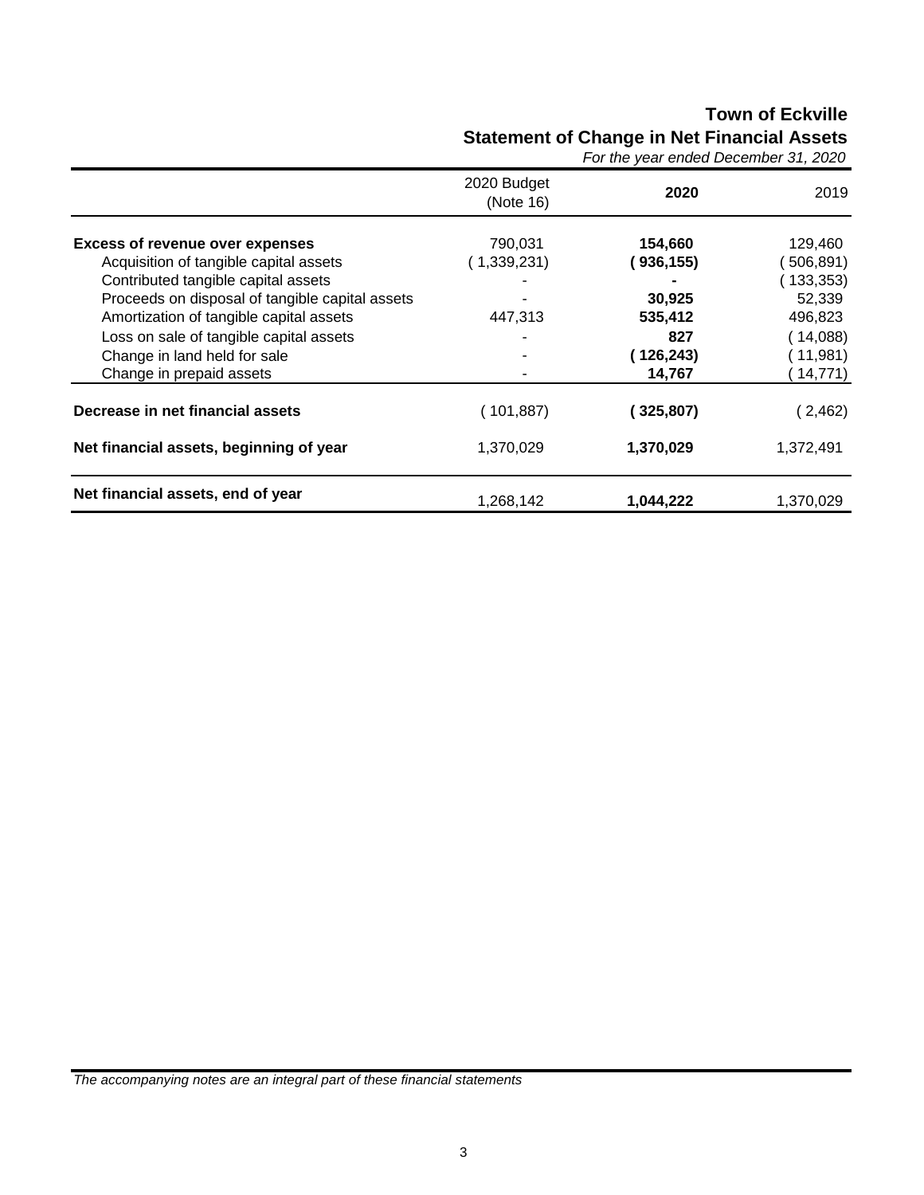# Town of Eckville

## Statement of Change in Net Financial Assets

*For the year ended December 31, 2020*

| | 2020 Budget (Note 16) | **2020** | 2019 |
|---|---|---|---|
| **Excess of revenue over expenses** | 790,031 | **154,660** | 129,460 |
| Acquisition of tangible capital assets | ( 1,339,231) | **( 936,155)** | ( 506,891) |
| Contributed tangible capital assets | - | **-** | ( 133,353) |
| Proceeds on disposal of tangible capital assets | - | **30,925** | 52,339 |
| Amortization of tangible capital assets | 447,313 | **535,412** | 496,823 |
| Loss on sale of tangible capital assets | - | **827** | ( 14,088) |
| Change in land held for sale | - | **( 126,243)** | ( 11,981) |
| Change in prepaid assets | - | **14,767** | ( 14,771) |
| **Decrease in net financial assets** | ( 101,887) | **( 325,807)** | ( 2,462) |
| **Net financial assets, beginning of year** | 1,370,029 | **1,370,029** | 1,372,491 |
| **Net financial assets, end of year** | 1,268,142 | **1,044,222** | 1,370,029 |

*The accompanying notes are an integral part of these financial statements*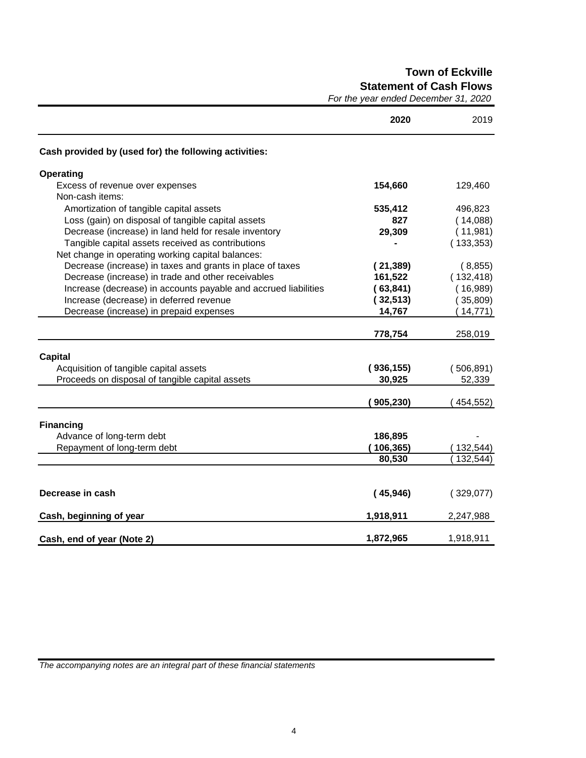# Town of Eckville
## Statement of Cash Flows
*For the year ended December 31, 2020*

| | 2020 | 2019 |
|---|---|---|
| **Cash provided by (used for) the following activities:** | | |
| **Operating** | | |
| Excess of revenue over expenses | **154,660** | 129,460 |
| Non-cash items: | | |
| Amortization of tangible capital assets | **535,412** | 496,823 |
| Loss (gain) on disposal of tangible capital assets | **827** | ( 14,088) |
| Decrease (increase) in land held for resale inventory | **29,309** | ( 11,981) |
| Tangible capital assets received as contributions | **-** | ( 133,353) |
| Net change in operating working capital balances: | | |
| Decrease (increase) in taxes and grants in place of taxes | **( 21,389)** | ( 8,855) |
| Decrease (increase) in trade and other receivables | **161,522** | ( 132,418) |
| Increase (decrease) in accounts payable and accrued liabilities | **( 63,841)** | ( 16,989) |
| Increase (decrease) in deferred revenue | **( 32,513)** | ( 35,809) |
| Decrease (increase) in prepaid expenses | **14,767** | ( 14,771) |
| | **778,754** | 258,019 |
| **Capital** | | |
| Acquisition of tangible capital assets | **( 936,155)** | ( 506,891) |
| Proceeds on disposal of tangible capital assets | **30,925** | 52,339 |
| | **( 905,230)** | ( 454,552) |
| **Financing** | | |
| Advance of long-term debt | **186,895** | - |
| Repayment of long-term debt | **( 106,365)** | ( 132,544) |
| | **80,530** | ( 132,544) |
| **Decrease in cash** | **( 45,946)** | ( 329,077) |
| **Cash, beginning of year** | **1,918,911** | 2,247,988 |
| **Cash, end of year (Note 2)** | **1,872,965** | 1,918,911 |

*The accompanying notes are an integral part of these financial statements*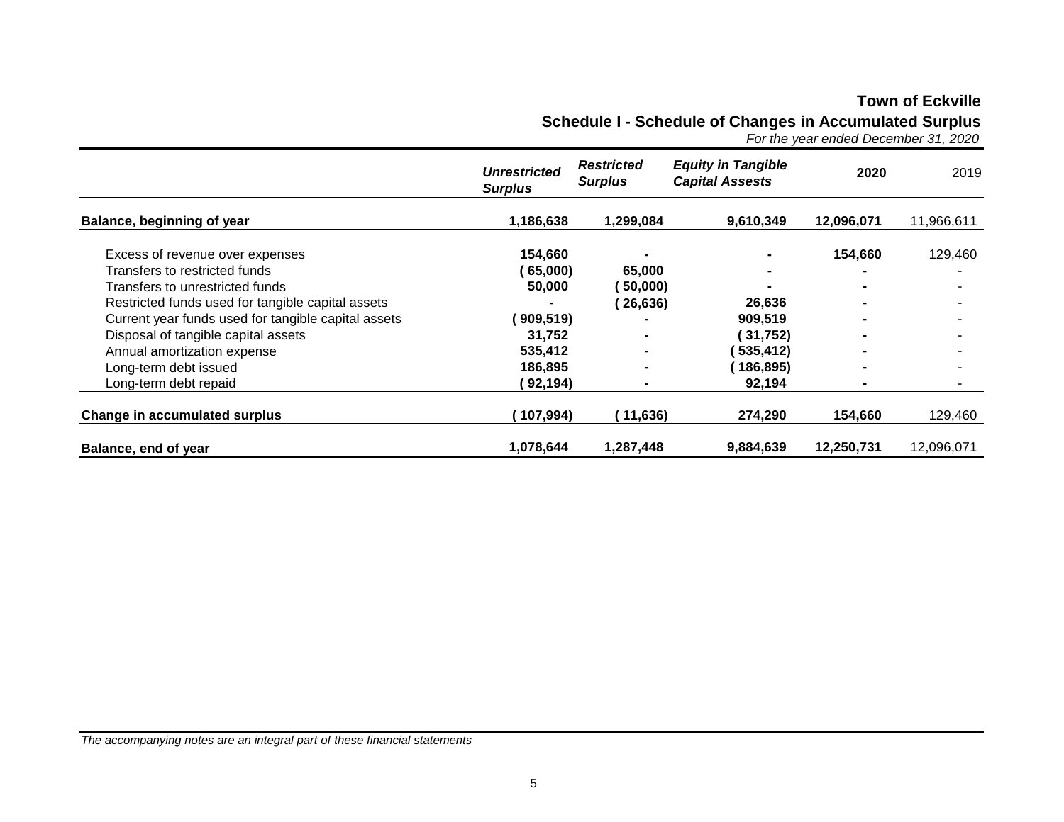# Town of Eckville

## Schedule I - Schedule of Changes in Accumulated Surplus

*For the year ended December 31, 2020*

| | *Unrestricted Surplus* | *Restricted Surplus* | *Equity in Tangible Capital Assests* | 2020 | 2019 |
|---|---|---|---|---|---|
| **Balance, beginning of year** | **1,186,638** | **1,299,084** | **9,610,349** | **12,096,071** | 11,966,611 |
| Excess of revenue over expenses | **154,660** | **-** | **-** | **154,660** | 129,460 |
| Transfers to restricted funds | **( 65,000)** | **65,000** | **-** | **-** | - |
| Transfers to unrestricted funds | **50,000** | **( 50,000)** | **-** | **-** | - |
| Restricted funds used for tangible capital assets | **-** | **( 26,636)** | **26,636** | **-** | - |
| Current year funds used for tangible capital assets | **( 909,519)** | **-** | **909,519** | **-** | - |
| Disposal of tangible capital assets | **31,752** | **-** | **( 31,752)** | **-** | - |
| Annual amortization expense | **535,412** | **-** | **( 535,412)** | **-** | - |
| Long-term debt issued | **186,895** | **-** | **( 186,895)** | **-** | - |
| Long-term debt repaid | **( 92,194)** | **-** | **92,194** | **-** | - |
| **Change in accumulated surplus** | **( 107,994)** | **( 11,636)** | **274,290** | **154,660** | 129,460 |
| **Balance, end of year** | **1,078,644** | **1,287,448** | **9,884,639** | **12,250,731** | 12,096,071 |

*The accompanying notes are an integral part of these financial statements*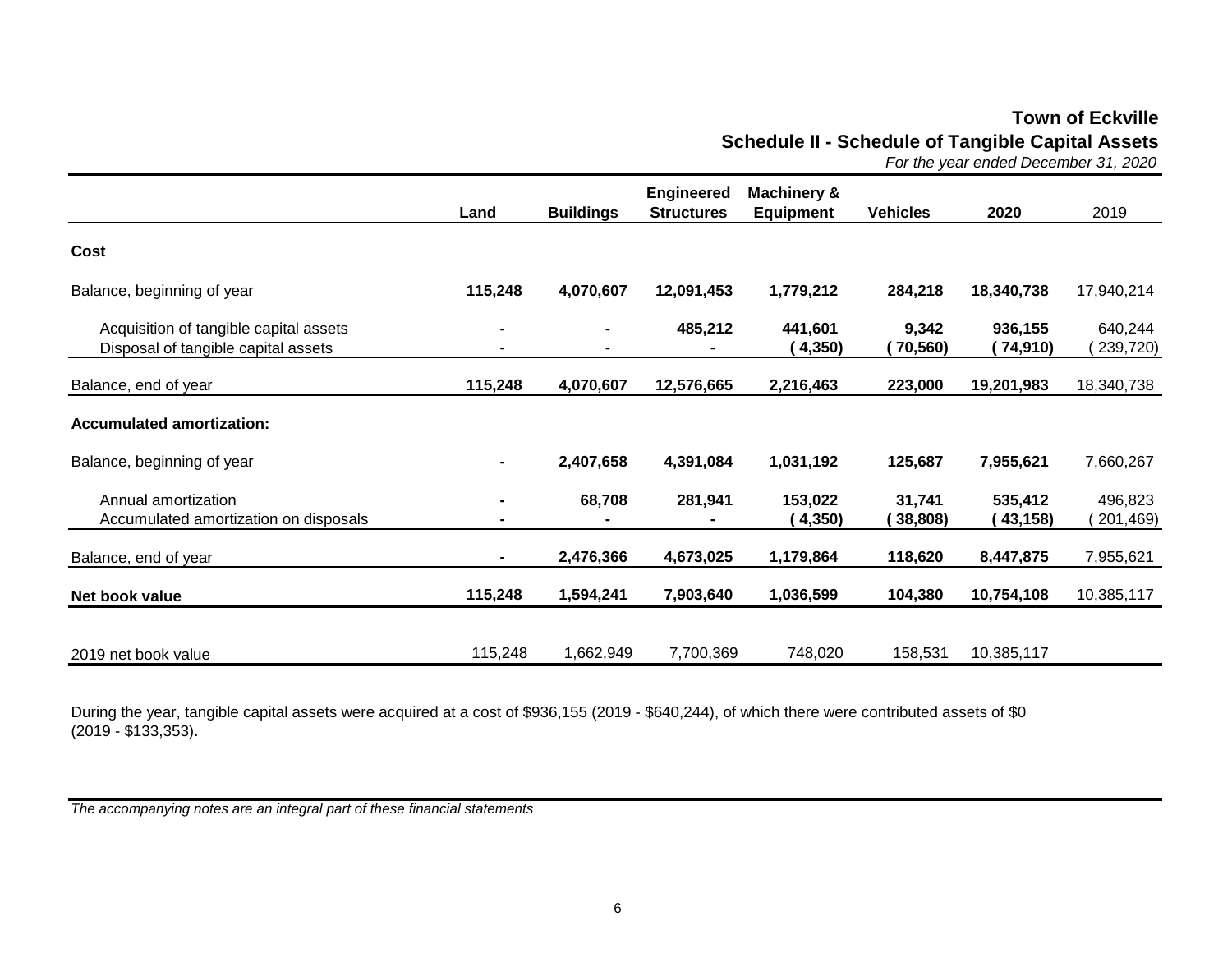# Town of Eckville

## Schedule II - Schedule of Tangible Capital Assets

*For the year ended December 31, 2020*

| | Land | Buildings | Engineered Structures | Machinery & Equipment | Vehicles | 2020 | 2019 |
|---|---|---|---|---|---|---|---|
| **Cost** | | | | | | | |
| Balance, beginning of year | **115,248** | **4,070,607** | **12,091,453** | **1,779,212** | **284,218** | **18,340,738** | 17,940,214 |
| Acquisition of tangible capital assets | **-** | **-** | **485,212** | **441,601** | **9,342** | **936,155** | 640,244 |
| Disposal of tangible capital assets | **-** | **-** | **-** | **( 4,350)** | **( 70,560)** | **( 74,910)** | ( 239,720) |
| Balance, end of year | **115,248** | **4,070,607** | **12,576,665** | **2,216,463** | **223,000** | **19,201,983** | 18,340,738 |
| **Accumulated amortization:** | | | | | | | |
| Balance, beginning of year | **-** | **2,407,658** | **4,391,084** | **1,031,192** | **125,687** | **7,955,621** | 7,660,267 |
| Annual amortization | **-** | **68,708** | **281,941** | **153,022** | **31,741** | **535,412** | 496,823 |
| Accumulated amortization on disposals | **-** | **-** | **-** | **( 4,350)** | **( 38,808)** | **( 43,158)** | ( 201,469) |
| Balance, end of year | **-** | **2,476,366** | **4,673,025** | **1,179,864** | **118,620** | **8,447,875** | 7,955,621 |
| **Net book value** | **115,248** | **1,594,241** | **7,903,640** | **1,036,599** | **104,380** | **10,754,108** | 10,385,117 |
| 2019 net book value | 115,248 | 1,662,949 | 7,700,369 | 748,020 | 158,531 | 10,385,117 | |

During the year, tangible capital assets were acquired at a cost of $936,155 (2019 - $640,244), of which there were contributed assets of $0 (2019 - $133,353).

*The accompanying notes are an integral part of these financial statements*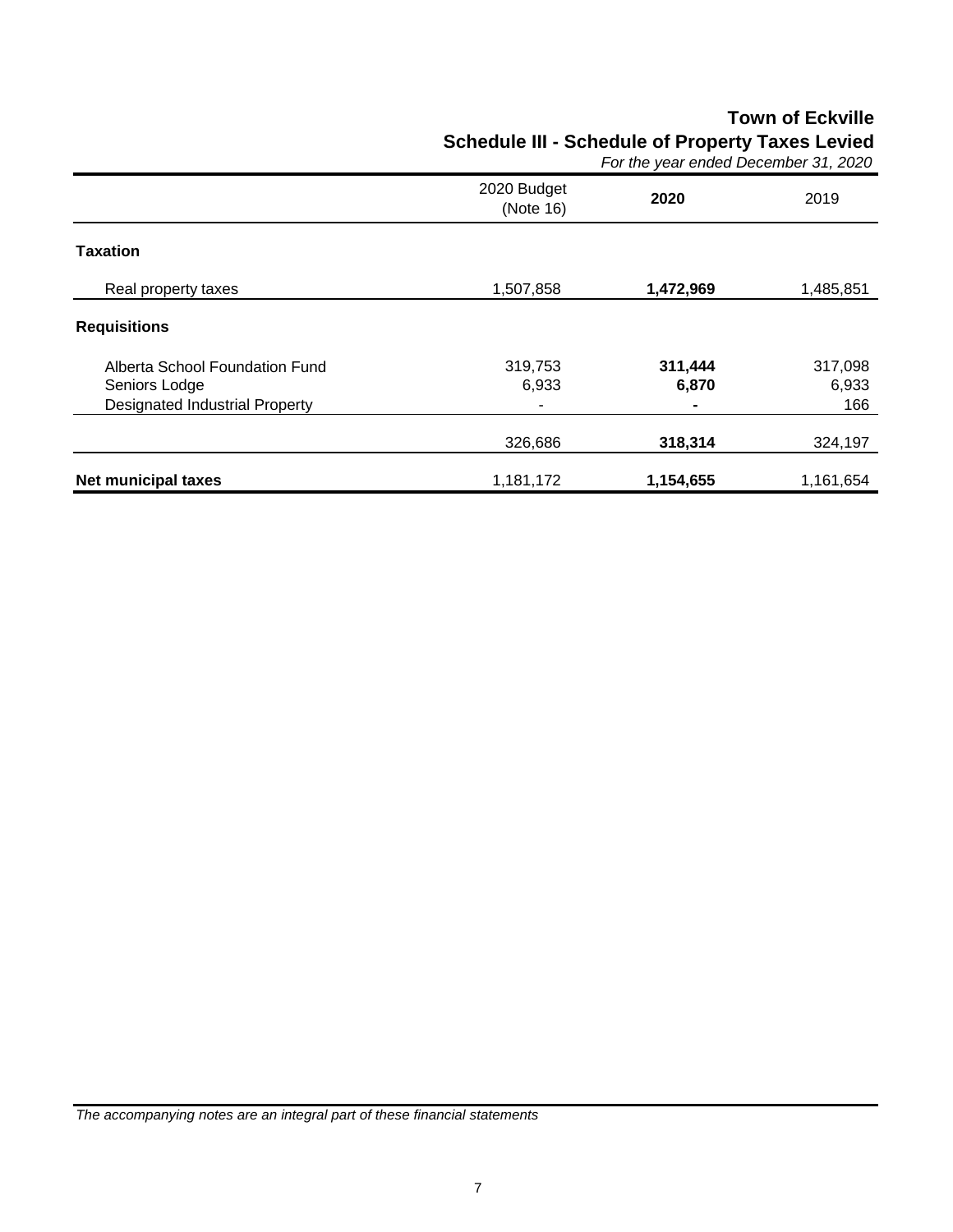# Town of Eckville

## Schedule III - Schedule of Property Taxes Levied

*For the year ended December 31, 2020*

| | 2020 Budget (Note 16) | **2020** | 2019 |
|---|---|---|---|
| **Taxation** | | | |
| Real property taxes | 1,507,858 | **1,472,969** | 1,485,851 |
| **Requisitions** | | | |
| Alberta School Foundation Fund | 319,753 | **311,444** | 317,098 |
| Seniors Lodge | 6,933 | **6,870** | 6,933 |
| Designated Industrial Property | - | **-** | 166 |
| | 326,686 | **318,314** | 324,197 |
| **Net municipal taxes** | 1,181,172 | **1,154,655** | 1,161,654 |

*The accompanying notes are an integral part of these financial statements*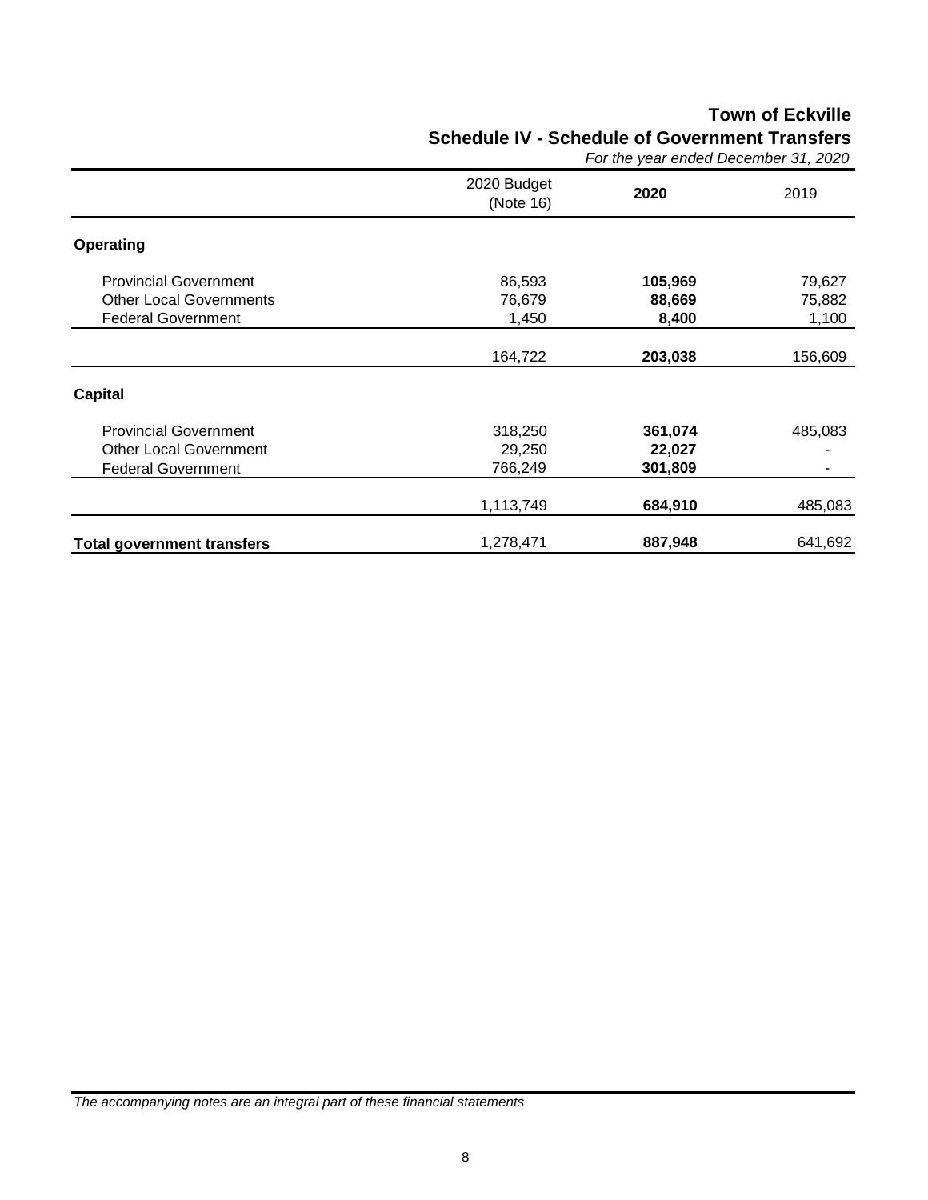# Town of Eckville

## Schedule IV - Schedule of Government Transfers

*For the year ended December 31, 2020*

| | 2020 Budget (Note 16) | **2020** | 2019 |
|---|---|---|---|
| **Operating** | | | |
| Provincial Government | 86,593 | **105,969** | 79,627 |
| Other Local Governments | 76,679 | **88,669** | 75,882 |
| Federal Government | 1,450 | **8,400** | 1,100 |
| | 164,722 | **203,038** | 156,609 |
| **Capital** | | | |
| Provincial Government | 318,250 | **361,074** | 485,083 |
| Other Local Government | 29,250 | **22,027** | - |
| Federal Government | 766,249 | **301,809** | - |
| | 1,113,749 | **684,910** | 485,083 |
| **Total government transfers** | 1,278,471 | **887,948** | 641,692 |

*The accompanying notes are an integral part of these financial statements*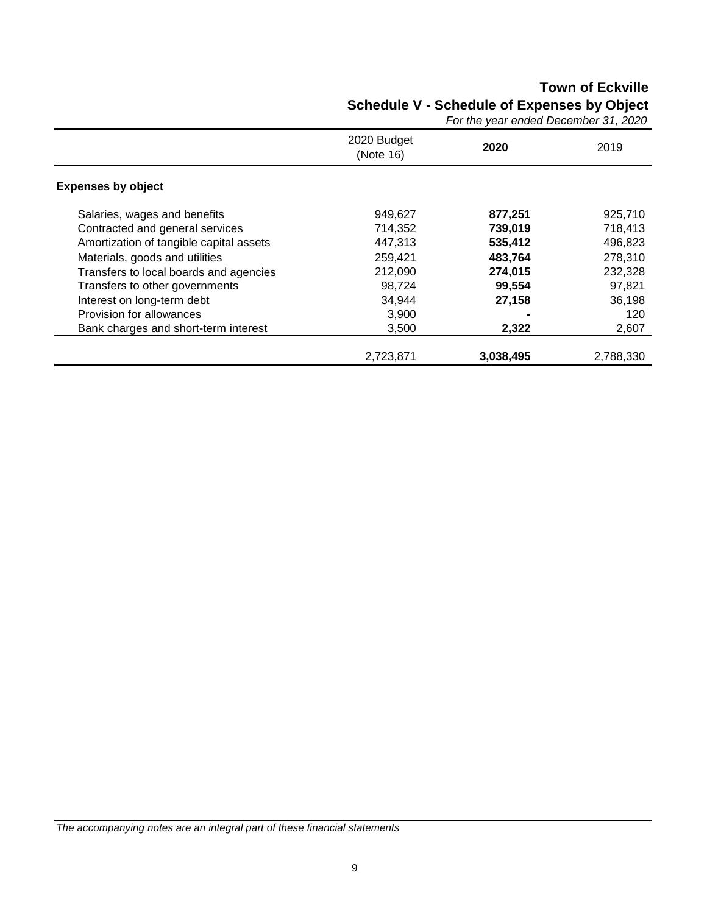# Town of Eckville

## Schedule V - Schedule of Expenses by Object

*For the year ended December 31, 2020*

| | 2020 Budget (Note 16) | **2020** | 2019 |
|---|---|---|---|
| **Expenses by object** | | | |
| Salaries, wages and benefits | 949,627 | **877,251** | 925,710 |
| Contracted and general services | 714,352 | **739,019** | 718,413 |
| Amortization of tangible capital assets | 447,313 | **535,412** | 496,823 |
| Materials, goods and utilities | 259,421 | **483,764** | 278,310 |
| Transfers to local boards and agencies | 212,090 | **274,015** | 232,328 |
| Transfers to other governments | 98,724 | **99,554** | 97,821 |
| Interest on long-term debt | 34,944 | **27,158** | 36,198 |
| Provision for allowances | 3,900 | **-** | 120 |
| Bank charges and short-term interest | 3,500 | **2,322** | 2,607 |
| | 2,723,871 | **3,038,495** | 2,788,330 |

*The accompanying notes are an integral part of these financial statements*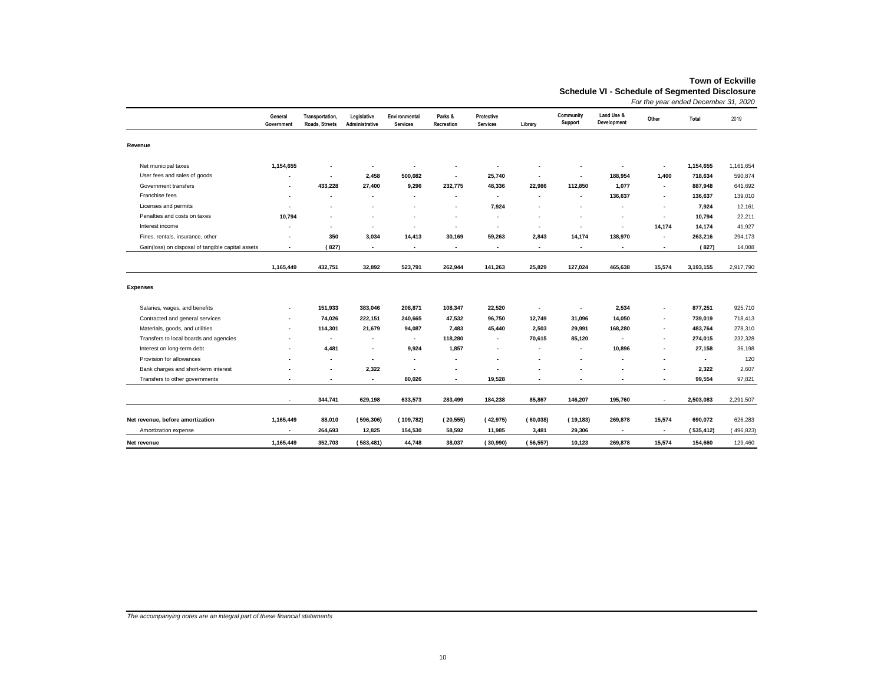# Town of Eckville

## Schedule VI - Schedule of Segmented Disclosure

*For the year ended December 31, 2020*

| | General Government | Transportation, Roads, Streets | Legislative Administrative | Environmental Services | Parks & Recreation | Protective Services | Library | Community Support | Land Use & Development | Other | Total | 2019 |
|---|---|---|---|---|---|---|---|---|---|---|---|---|
| **Revenue** | | | | | | | | | | | | |
| Net municipal taxes | 1,154,655 | - | - | - | - | - | - | - | - | - | 1,154,655 | 1,161,654 |
| User fees and sales of goods | - | - | 2,458 | 500,082 | - | 25,740 | - | - | 188,954 | 1,400 | 718,634 | 590,874 |
| Government transfers | - | 433,228 | 27,400 | 9,296 | 232,775 | 48,336 | 22,986 | 112,850 | 1,077 | - | 887,948 | 641,692 |
| Franchise fees | - | - | - | - | - | - | - | - | 136,637 | - | 136,637 | 139,010 |
| Licenses and permits | - | - | - | - | - | 7,924 | - | - | - | - | 7,924 | 12,161 |
| Penalties and costs on taxes | 10,794 | - | - | - | - | - | - | - | - | - | 10,794 | 22,211 |
| Interest income | - | - | - | - | - | - | - | - | - | 14,174 | 14,174 | 41,927 |
| Fines, rentals, insurance, other | - | 350 | 3,034 | 14,413 | 30,169 | 59,263 | 2,843 | 14,174 | 138,970 | - | 263,216 | 294,173 |
| Gain(loss) on disposal of tangible capital assets | - | (827) | - | - | - | - | - | - | - | - | (827) | 14,088 |
| | 1,165,449 | 432,751 | 32,892 | 523,791 | 262,944 | 141,263 | 25,829 | 127,024 | 465,638 | 15,574 | 3,193,155 | 2,917,790 |
| **Expenses** | | | | | | | | | | | | |
| Salaries, wages, and benefits | - | 151,933 | 383,046 | 208,871 | 108,347 | 22,520 | - | - | 2,534 | - | 877,251 | 925,710 |
| Contracted and general services | - | 74,026 | 222,151 | 240,665 | 47,532 | 96,750 | 12,749 | 31,096 | 14,050 | - | 739,019 | 718,413 |
| Materials, goods, and utilities | - | 114,301 | 21,679 | 94,087 | 7,483 | 45,440 | 2,503 | 29,991 | 168,280 | - | 483,764 | 278,310 |
| Transfers to local boards and agencies | - | - | - | - | 118,280 | - | 70,615 | 85,120 | - | - | 274,015 | 232,328 |
| Interest on long-term debt | - | 4,481 | - | 9,924 | 1,857 | - | - | - | 10,896 | - | 27,158 | 36,198 |
| Provision for allowances | - | - | - | - | - | - | - | - | - | - | - | 120 |
| Bank charges and short-term interest | - | - | 2,322 | - | - | - | - | - | - | - | 2,322 | 2,607 |
| Transfers to other governments | - | - | - | 80,026 | - | 19,528 | - | - | - | - | 99,554 | 97,821 |
| | - | 344,741 | 629,198 | 633,573 | 283,499 | 184,238 | 85,867 | 146,207 | 195,760 | - | 2,503,083 | 2,291,507 |
| **Net revenue, before amortization** | 1,165,449 | 88,010 | (596,306) | (109,782) | (20,555) | (42,975) | (60,038) | (19,183) | 269,878 | 15,574 | 690,072 | 626,283 |
| Amortization expense | - | 264,693 | 12,825 | 154,530 | 58,592 | 11,985 | 3,481 | 29,306 | - | - | (535,412) | (496,823) |
| **Net revenue** | 1,165,449 | 352,703 | (583,481) | 44,748 | 38,037 | (30,990) | (56,557) | 10,123 | 269,878 | 15,574 | 154,660 | 129,460 |

*The accompanying notes are an integral part of these financial statements*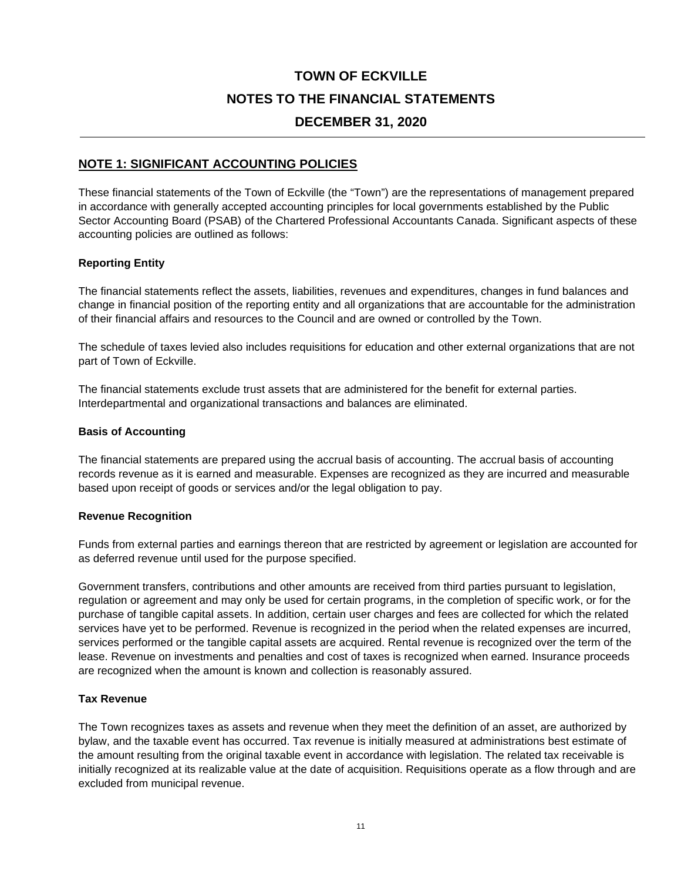# TOWN OF ECKVILLE

## NOTES TO THE FINANCIAL STATEMENTS

## DECEMBER 31, 2020

### NOTE 1: SIGNIFICANT ACCOUNTING POLICIES

These financial statements of the Town of Eckville (the "Town") are the representations of management prepared in accordance with generally accepted accounting principles for local governments established by the Public Sector Accounting Board (PSAB) of the Chartered Professional Accountants Canada. Significant aspects of these accounting policies are outlined as follows:

**Reporting Entity**

The financial statements reflect the assets, liabilities, revenues and expenditures, changes in fund balances and change in financial position of the reporting entity and all organizations that are accountable for the administration of their financial affairs and resources to the Council and are owned or controlled by the Town.

The schedule of taxes levied also includes requisitions for education and other external organizations that are not part of Town of Eckville.

The financial statements exclude trust assets that are administered for the benefit for external parties. Interdepartmental and organizational transactions and balances are eliminated.

**Basis of Accounting**

The financial statements are prepared using the accrual basis of accounting. The accrual basis of accounting records revenue as it is earned and measurable. Expenses are recognized as they are incurred and measurable based upon receipt of goods or services and/or the legal obligation to pay.

**Revenue Recognition**

Funds from external parties and earnings thereon that are restricted by agreement or legislation are accounted for as deferred revenue until used for the purpose specified.

Government transfers, contributions and other amounts are received from third parties pursuant to legislation, regulation or agreement and may only be used for certain programs, in the completion of specific work, or for the purchase of tangible capital assets. In addition, certain user charges and fees are collected for which the related services have yet to be performed. Revenue is recognized in the period when the related expenses are incurred, services performed or the tangible capital assets are acquired. Rental revenue is recognized over the term of the lease. Revenue on investments and penalties and cost of taxes is recognized when earned. Insurance proceeds are recognized when the amount is known and collection is reasonably assured.

**Tax Revenue**

The Town recognizes taxes as assets and revenue when they meet the definition of an asset, are authorized by bylaw, and the taxable event has occurred. Tax revenue is initially measured at administrations best estimate of the amount resulting from the original taxable event in accordance with legislation. The related tax receivable is initially recognized at its realizable value at the date of acquisition. Requisitions operate as a flow through and are excluded from municipal revenue.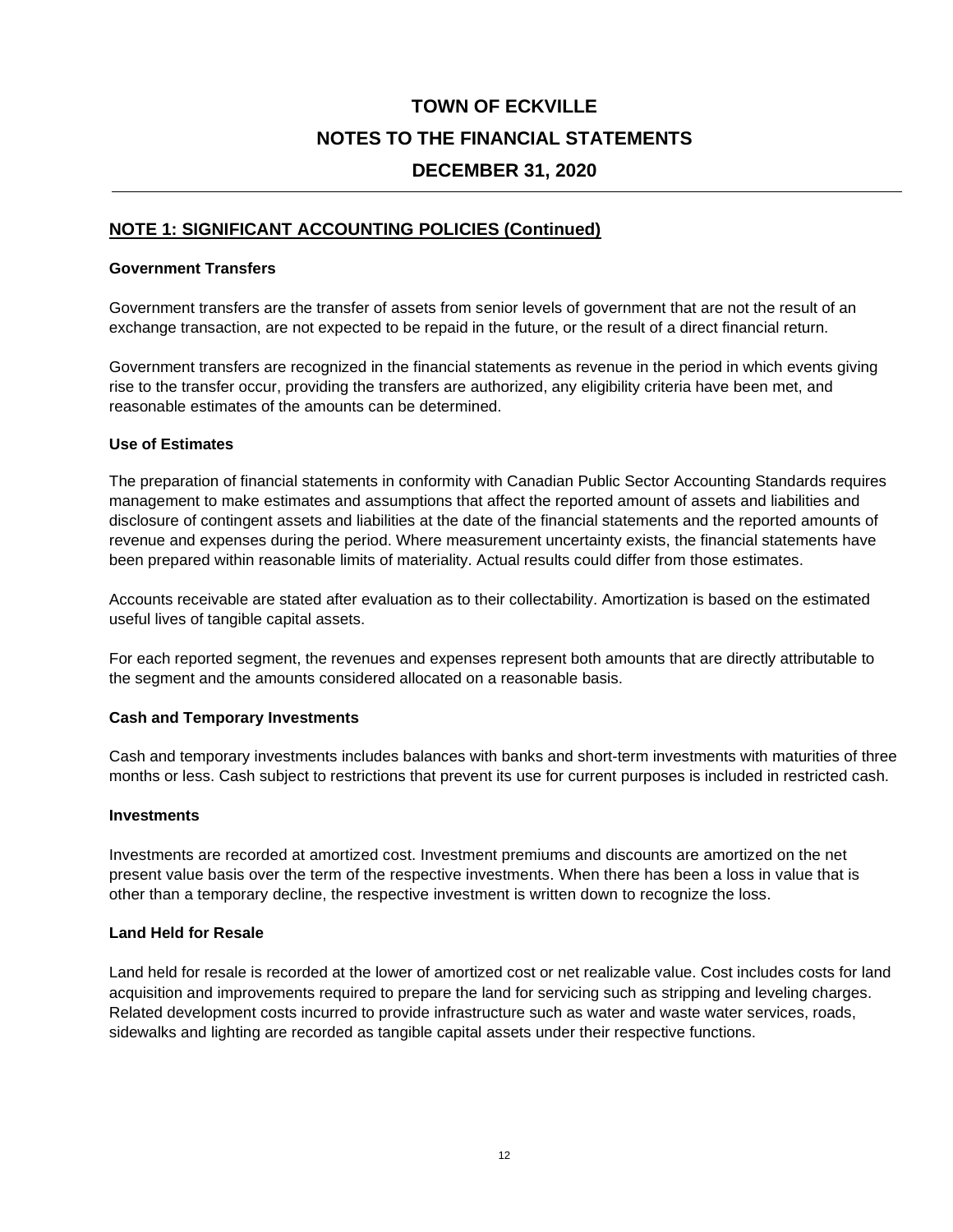# TOWN OF ECKVILLE

## NOTES TO THE FINANCIAL STATEMENTS

## DECEMBER 31, 2020

## NOTE 1: SIGNIFICANT ACCOUNTING POLICIES (Continued)

### Government Transfers

Government transfers are the transfer of assets from senior levels of government that are not the result of an exchange transaction, are not expected to be repaid in the future, or the result of a direct financial return.

Government transfers are recognized in the financial statements as revenue in the period in which events giving rise to the transfer occur, providing the transfers are authorized, any eligibility criteria have been met, and reasonable estimates of the amounts can be determined.

### Use of Estimates

The preparation of financial statements in conformity with Canadian Public Sector Accounting Standards requires management to make estimates and assumptions that affect the reported amount of assets and liabilities and disclosure of contingent assets and liabilities at the date of the financial statements and the reported amounts of revenue and expenses during the period. Where measurement uncertainty exists, the financial statements have been prepared within reasonable limits of materiality. Actual results could differ from those estimates.

Accounts receivable are stated after evaluation as to their collectability. Amortization is based on the estimated useful lives of tangible capital assets.

For each reported segment, the revenues and expenses represent both amounts that are directly attributable to the segment and the amounts considered allocated on a reasonable basis.

### Cash and Temporary Investments

Cash and temporary investments includes balances with banks and short-term investments with maturities of three months or less. Cash subject to restrictions that prevent its use for current purposes is included in restricted cash.

### Investments

Investments are recorded at amortized cost. Investment premiums and discounts are amortized on the net present value basis over the term of the respective investments. When there has been a loss in value that is other than a temporary decline, the respective investment is written down to recognize the loss.

### Land Held for Resale

Land held for resale is recorded at the lower of amortized cost or net realizable value. Cost includes costs for land acquisition and improvements required to prepare the land for servicing such as stripping and leveling charges. Related development costs incurred to provide infrastructure such as water and waste water services, roads, sidewalks and lighting are recorded as tangible capital assets under their respective functions.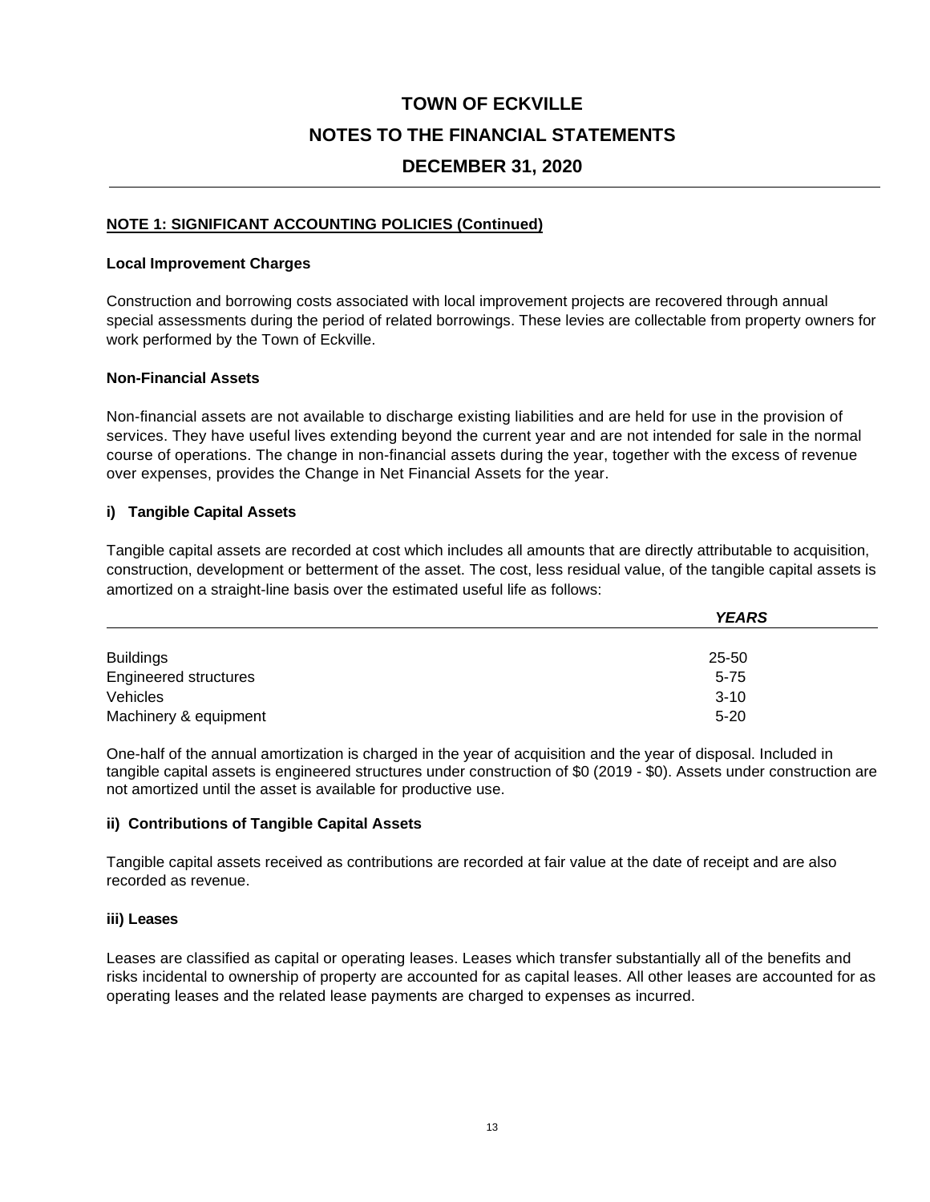# TOWN OF ECKVILLE

## NOTES TO THE FINANCIAL STATEMENTS

## DECEMBER 31, 2020

**NOTE 1: SIGNIFICANT ACCOUNTING POLICIES (Continued)**

**Local Improvement Charges**

Construction and borrowing costs associated with local improvement projects are recovered through annual special assessments during the period of related borrowings. These levies are collectable from property owners for work performed by the Town of Eckville.

**Non-Financial Assets**

Non-financial assets are not available to discharge existing liabilities and are held for use in the provision of services. They have useful lives extending beyond the current year and are not intended for sale in the normal course of operations. The change in non-financial assets during the year, together with the excess of revenue over expenses, provides the Change in Net Financial Assets for the year.

**i) Tangible Capital Assets**

Tangible capital assets are recorded at cost which includes all amounts that are directly attributable to acquisition, construction, development or betterment of the asset. The cost, less residual value, of the tangible capital assets is amortized on a straight-line basis over the estimated useful life as follows:

| | ***YEARS*** |
|---|---|
| Buildings | 25-50 |
| Engineered structures | 5-75 |
| Vehicles | 3-10 |
| Machinery & equipment | 5-20 |

One-half of the annual amortization is charged in the year of acquisition and the year of disposal. Included in tangible capital assets is engineered structures under construction of $0 (2019 - $0). Assets under construction are not amortized until the asset is available for productive use.

**ii) Contributions of Tangible Capital Assets**

Tangible capital assets received as contributions are recorded at fair value at the date of receipt and are also recorded as revenue.

**iii) Leases**

Leases are classified as capital or operating leases. Leases which transfer substantially all of the benefits and risks incidental to ownership of property are accounted for as capital leases. All other leases are accounted for as operating leases and the related lease payments are charged to expenses as incurred.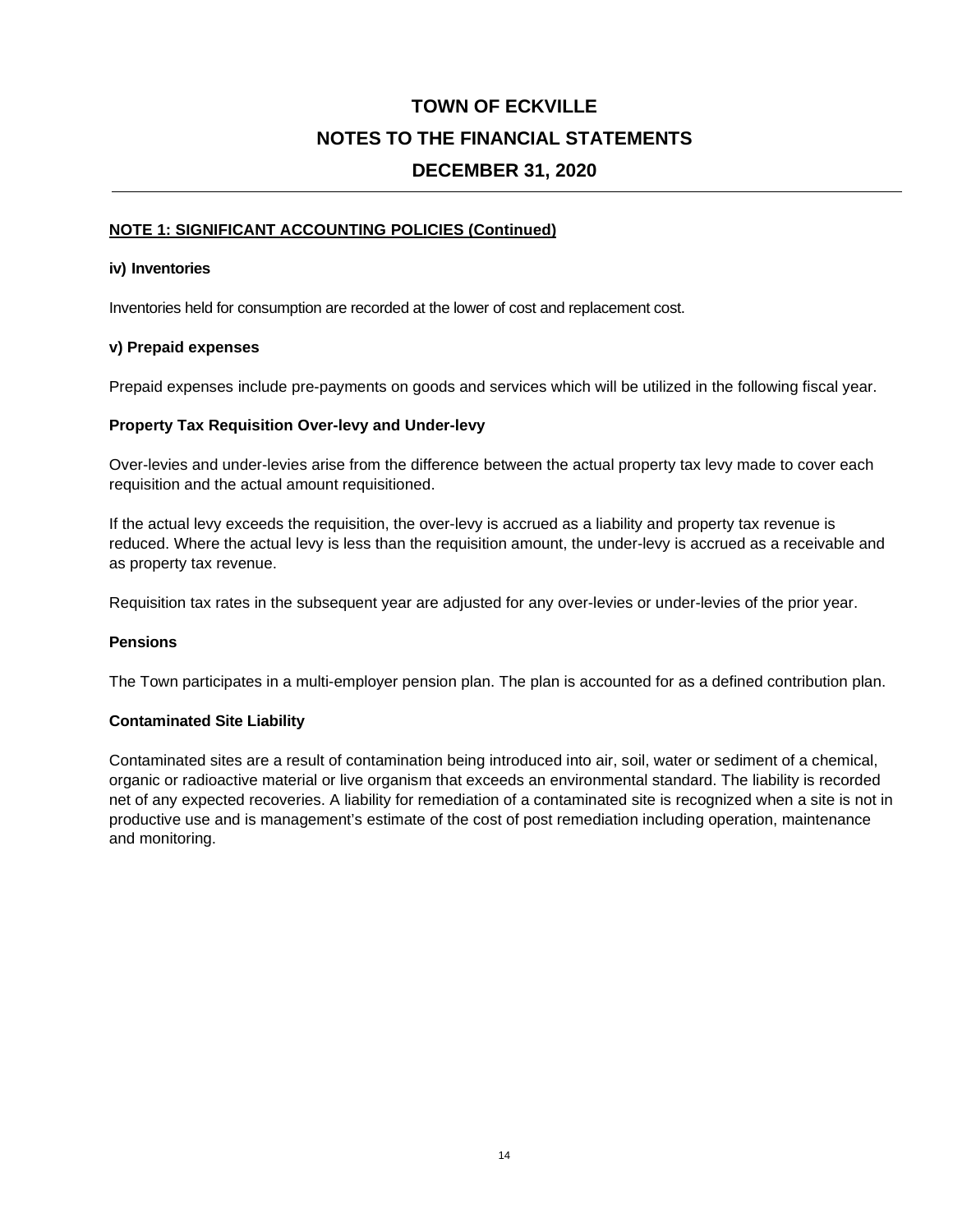# TOWN OF ECKVILLE

## NOTES TO THE FINANCIAL STATEMENTS

## DECEMBER 31, 2020

---

### NOTE 1: SIGNIFICANT ACCOUNTING POLICIES (Continued)

#### iv) Inventories

Inventories held for consumption are recorded at the lower of cost and replacement cost.

#### v) Prepaid expenses

Prepaid expenses include pre-payments on goods and services which will be utilized in the following fiscal year.

#### Property Tax Requisition Over-levy and Under-levy

Over-levies and under-levies arise from the difference between the actual property tax levy made to cover each requisition and the actual amount requisitioned.

If the actual levy exceeds the requisition, the over-levy is accrued as a liability and property tax revenue is reduced. Where the actual levy is less than the requisition amount, the under-levy is accrued as a receivable and as property tax revenue.

Requisition tax rates in the subsequent year are adjusted for any over-levies or under-levies of the prior year.

#### Pensions

The Town participates in a multi-employer pension plan. The plan is accounted for as a defined contribution plan.

#### Contaminated Site Liability

Contaminated sites are a result of contamination being introduced into air, soil, water or sediment of a chemical, organic or radioactive material or live organism that exceeds an environmental standard. The liability is recorded net of any expected recoveries. A liability for remediation of a contaminated site is recognized when a site is not in productive use and is management's estimate of the cost of post remediation including operation, maintenance and monitoring.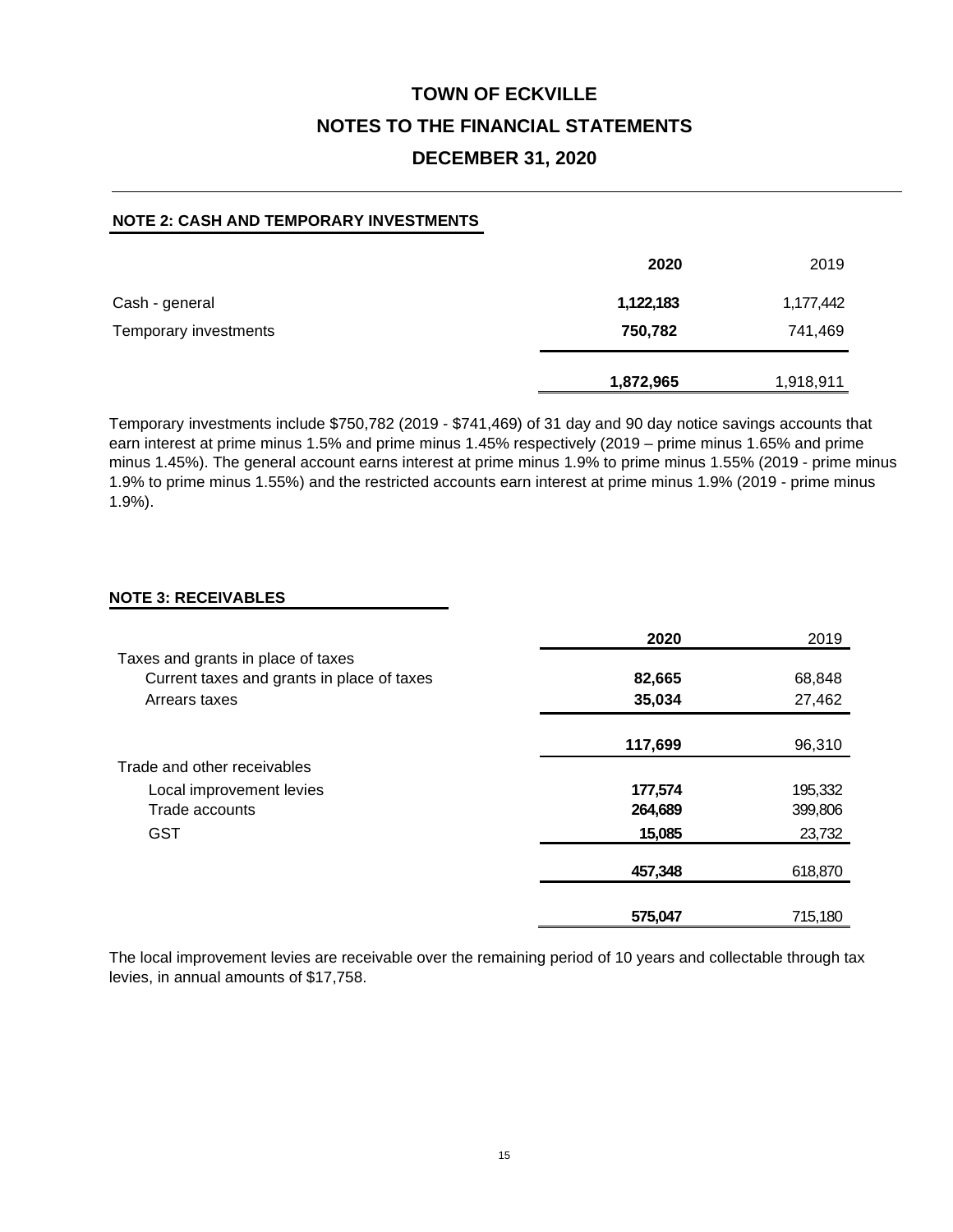# TOWN OF ECKVILLE

## NOTES TO THE FINANCIAL STATEMENTS

## DECEMBER 31, 2020

### NOTE 2: CASH AND TEMPORARY INVESTMENTS

| | 2020 | 2019 |
|---|---|---|
| Cash - general | **1,122,183** | 1,177,442 |
| Temporary investments | **750,782** | 741,469 |
| | **1,872,965** | 1,918,911 |

Temporary investments include $750,782 (2019 - $741,469) of 31 day and 90 day notice savings accounts that earn interest at prime minus 1.5% and prime minus 1.45% respectively (2019 – prime minus 1.65% and prime minus 1.45%). The general account earns interest at prime minus 1.9% to prime minus 1.55% (2019 - prime minus 1.9% to prime minus 1.55%) and the restricted accounts earn interest at prime minus 1.9% (2019 - prime minus 1.9%).

### NOTE 3: RECEIVABLES

| | 2020 | 2019 |
|---|---|---|
| Taxes and grants in place of taxes | | |
| Current taxes and grants in place of taxes | **82,665** | 68,848 |
| Arrears taxes | **35,034** | 27,462 |
| | **117,699** | 96,310 |
| Trade and other receivables | | |
| Local improvement levies | **177,574** | 195,332 |
| Trade accounts | **264,689** | 399,806 |
| GST | **15,085** | 23,732 |
| | **457,348** | 618,870 |
| | **575,047** | 715,180 |

The local improvement levies are receivable over the remaining period of 10 years and collectable through tax levies, in annual amounts of $17,758.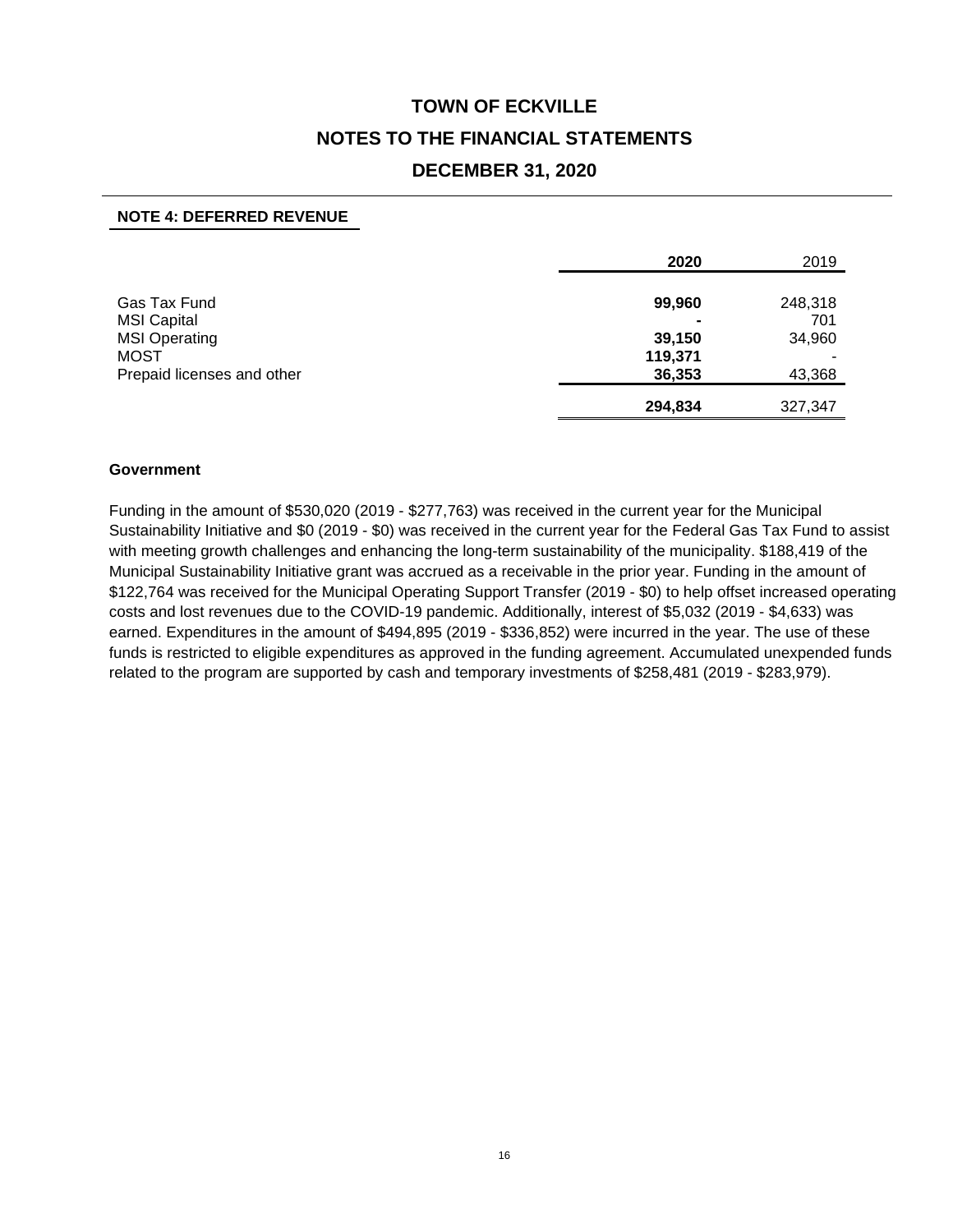# TOWN OF ECKVILLE

## NOTES TO THE FINANCIAL STATEMENTS

## DECEMBER 31, 2020

### NOTE 4: DEFERRED REVENUE

| | **2020** | 2019 |
|---|---|---|
| Gas Tax Fund | **99,960** | 248,318 |
| MSI Capital | **-** | 701 |
| MSI Operating | **39,150** | 34,960 |
| MOST | **119,371** | - |
| Prepaid licenses and other | **36,353** | 43,368 |
| | **294,834** | 327,347 |

**Government**

Funding in the amount of $530,020 (2019 - $277,763) was received in the current year for the Municipal Sustainability Initiative and $0 (2019 - $0) was received in the current year for the Federal Gas Tax Fund to assist with meeting growth challenges and enhancing the long-term sustainability of the municipality. $188,419 of the Municipal Sustainability Initiative grant was accrued as a receivable in the prior year. Funding in the amount of $122,764 was received for the Municipal Operating Support Transfer (2019 - $0) to help offset increased operating costs and lost revenues due to the COVID-19 pandemic. Additionally, interest of $5,032 (2019 - $4,633) was earned. Expenditures in the amount of $494,895 (2019 - $336,852) were incurred in the year. The use of these funds is restricted to eligible expenditures as approved in the funding agreement. Accumulated unexpended funds related to the program are supported by cash and temporary investments of $258,481 (2019 - $283,979).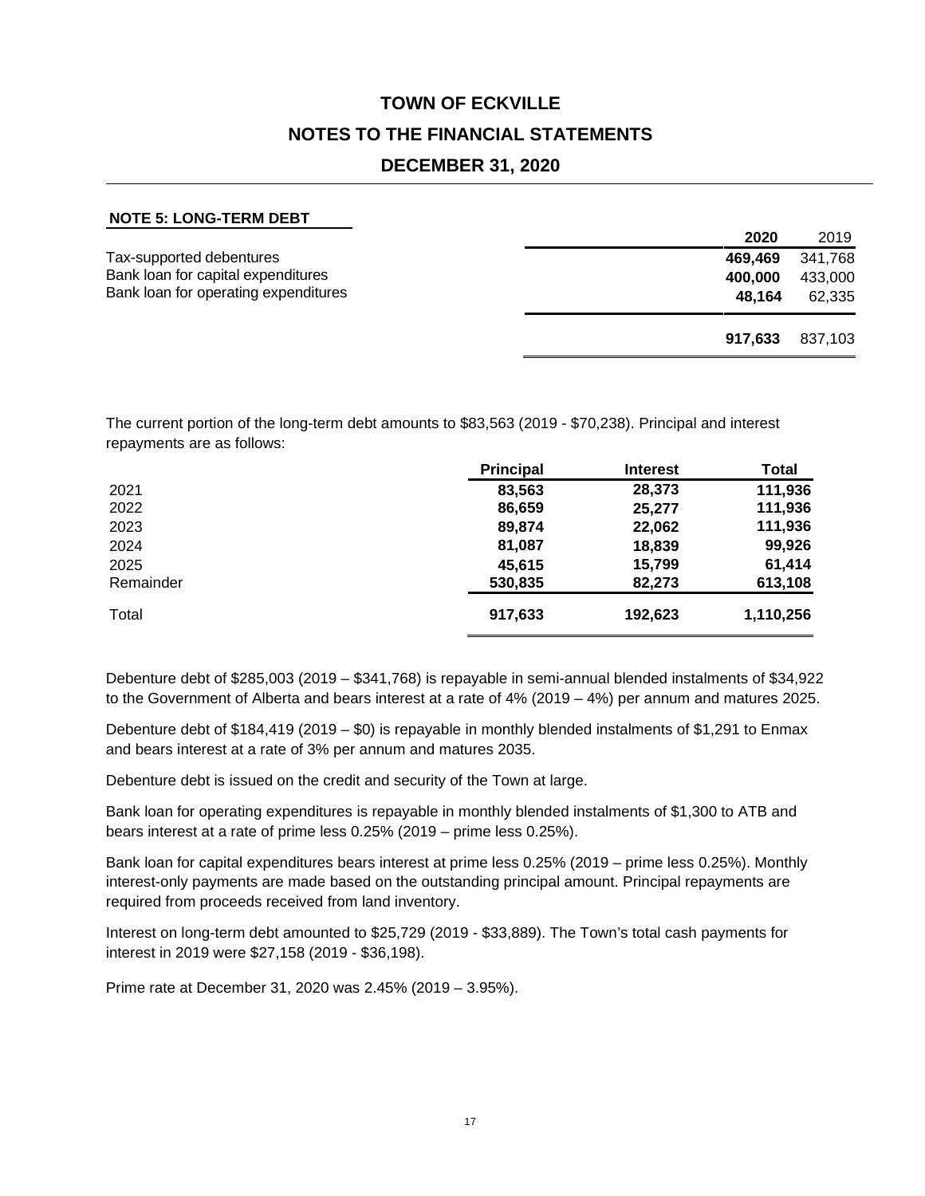# TOWN OF ECKVILLE

## NOTES TO THE FINANCIAL STATEMENTS

## DECEMBER 31, 2020

### NOTE 5: LONG-TERM DEBT

| | 2020 | 2019 |
|---|---|---|
| Tax-supported debentures | **469,469** | 341,768 |
| Bank loan for capital expenditures | **400,000** | 433,000 |
| Bank loan for operating expenditures | **48,164** | 62,335 |
| | **917,633** | 837,103 |

The current portion of the long-term debt amounts to $83,563 (2019 - $70,238). Principal and interest repayments are as follows:

| | Principal | Interest | Total |
|---|---|---|---|
| 2021 | **83,563** | **28,373** | **111,936** |
| 2022 | **86,659** | **25,277** | **111,936** |
| 2023 | **89,874** | **22,062** | **111,936** |
| 2024 | **81,087** | **18,839** | **99,926** |
| 2025 | **45,615** | **15,799** | **61,414** |
| Remainder | **530,835** | **82,273** | **613,108** |
| Total | **917,633** | **192,623** | **1,110,256** |

Debenture debt of $285,003 (2019 – $341,768) is repayable in semi-annual blended instalments of $34,922 to the Government of Alberta and bears interest at a rate of 4% (2019 – 4%) per annum and matures 2025.

Debenture debt of $184,419 (2019 – $0) is repayable in monthly blended instalments of $1,291 to Enmax and bears interest at a rate of 3% per annum and matures 2035.

Debenture debt is issued on the credit and security of the Town at large.

Bank loan for operating expenditures is repayable in monthly blended instalments of $1,300 to ATB and bears interest at a rate of prime less 0.25% (2019 – prime less 0.25%).

Bank loan for capital expenditures bears interest at prime less 0.25% (2019 – prime less 0.25%). Monthly interest-only payments are made based on the outstanding principal amount. Principal repayments are required from proceeds received from land inventory.

Interest on long-term debt amounted to $25,729 (2019 - $33,889). The Town's total cash payments for interest in 2019 were $27,158 (2019 - $36,198).

Prime rate at December 31, 2020 was 2.45% (2019 – 3.95%).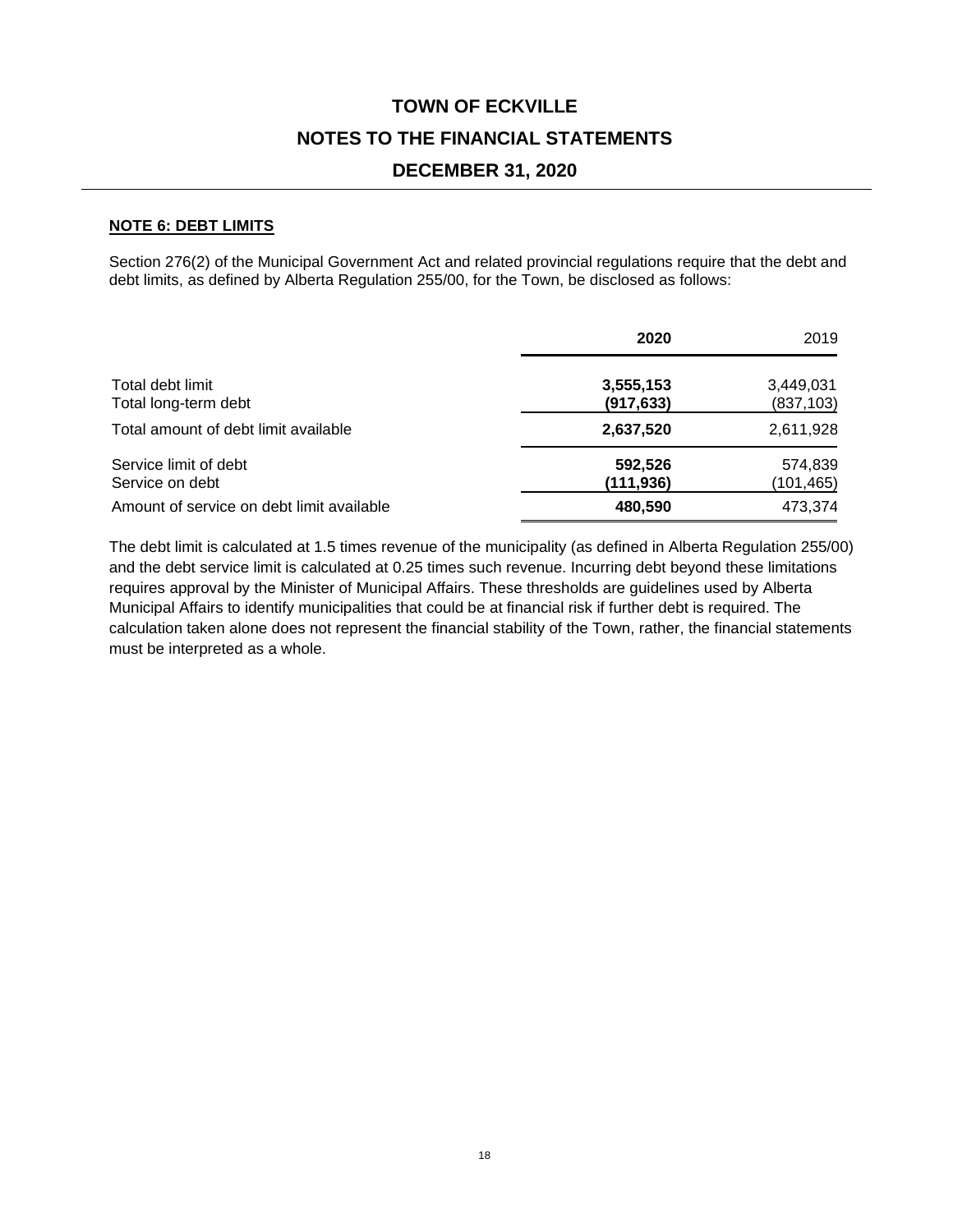# TOWN OF ECKVILLE

## NOTES TO THE FINANCIAL STATEMENTS

## DECEMBER 31, 2020

### NOTE 6: DEBT LIMITS

Section 276(2) of the Municipal Government Act and related provincial regulations require that the debt and debt limits, as defined by Alberta Regulation 255/00, for the Town, be disclosed as follows:

| | **2020** | 2019 |
|---|---|---|
| Total debt limit | **3,555,153** | 3,449,031 |
| Total long-term debt | **(917,633)** | (837,103) |
| Total amount of debt limit available | **2,637,520** | 2,611,928 |
| Service limit of debt | **592,526** | 574,839 |
| Service on debt | **(111,936)** | (101,465) |
| Amount of service on debt limit available | **480,590** | 473,374 |

The debt limit is calculated at 1.5 times revenue of the municipality (as defined in Alberta Regulation 255/00) and the debt service limit is calculated at 0.25 times such revenue. Incurring debt beyond these limitations requires approval by the Minister of Municipal Affairs. These thresholds are guidelines used by Alberta Municipal Affairs to identify municipalities that could be at financial risk if further debt is required. The calculation taken alone does not represent the financial stability of the Town, rather, the financial statements must be interpreted as a whole.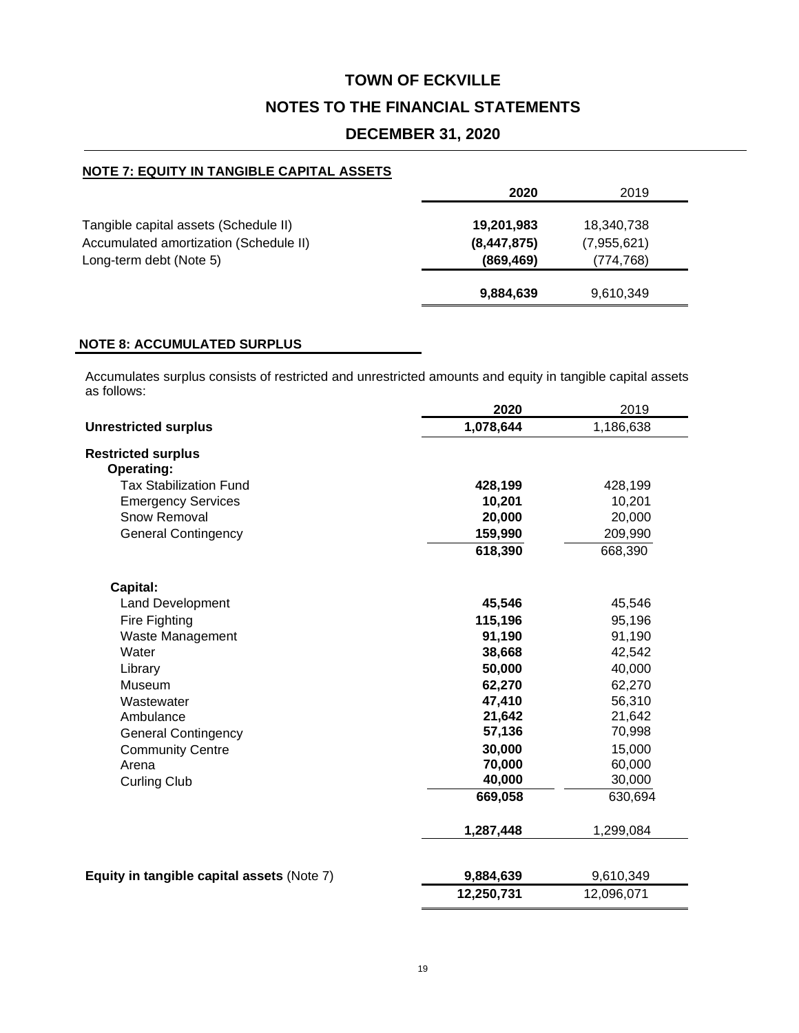# TOWN OF ECKVILLE

## NOTES TO THE FINANCIAL STATEMENTS

## DECEMBER 31, 2020

### NOTE 7: EQUITY IN TANGIBLE CAPITAL ASSETS

| | 2020 | 2019 |
|---|---|---|
| Tangible capital assets (Schedule II) | **19,201,983** | 18,340,738 |
| Accumulated amortization (Schedule II) | **(8,447,875)** | (7,955,621) |
| Long-term debt (Note 5) | **(869,469)** | (774,768) |
| | **9,884,639** | 9,610,349 |

### NOTE 8: ACCUMULATED SURPLUS

Accumulates surplus consists of restricted and unrestricted amounts and equity in tangible capital assets as follows:

| | 2020 | 2019 |
|---|---|---|
| **Unrestricted surplus** | **1,078,644** | 1,186,638 |
| **Restricted surplus** | | |
| **Operating:** | | |
| Tax Stabilization Fund | **428,199** | 428,199 |
| Emergency Services | **10,201** | 10,201 |
| Snow Removal | **20,000** | 20,000 |
| General Contingency | **159,990** | 209,990 |
| | **618,390** | 668,390 |
| **Capital:** | | |
| Land Development | **45,546** | 45,546 |
| Fire Fighting | **115,196** | 95,196 |
| Waste Management | **91,190** | 91,190 |
| Water | **38,668** | 42,542 |
| Library | **50,000** | 40,000 |
| Museum | **62,270** | 62,270 |
| Wastewater | **47,410** | 56,310 |
| Ambulance | **21,642** | 21,642 |
| General Contingency | **57,136** | 70,998 |
| Community Centre | **30,000** | 15,000 |
| Arena | **70,000** | 60,000 |
| Curling Club | **40,000** | 30,000 |
| | **669,058** | 630,694 |
| | **1,287,448** | 1,299,084 |
| **Equity in tangible capital assets** (Note 7) | **9,884,639** | 9,610,349 |
| | **12,250,731** | 12,096,071 |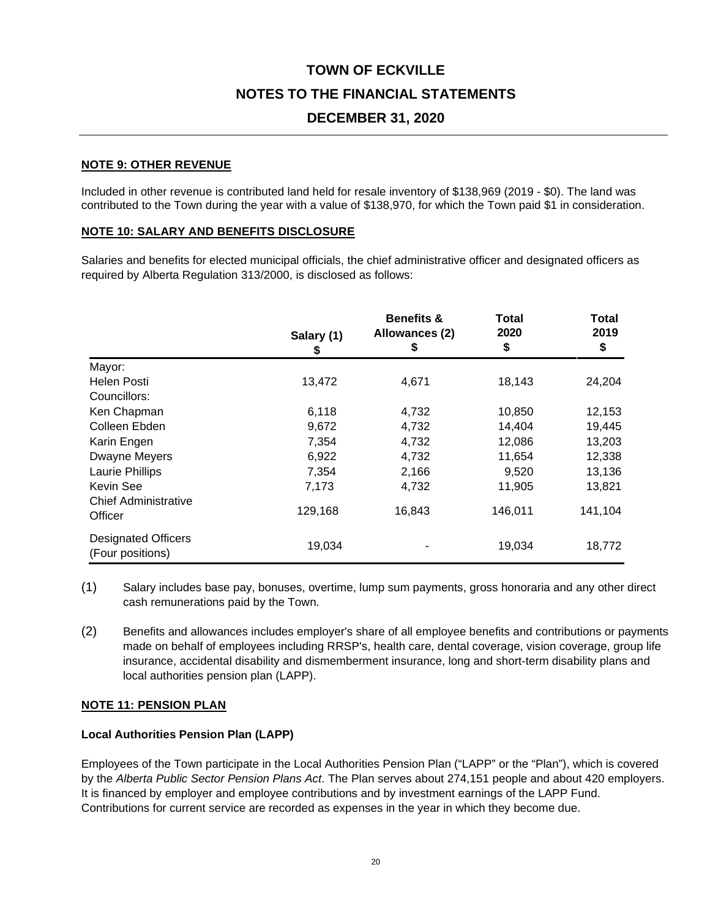# TOWN OF ECKVILLE

# NOTES TO THE FINANCIAL STATEMENTS

# DECEMBER 31, 2020

**NOTE 9: OTHER REVENUE**

Included in other revenue is contributed land held for resale inventory of $138,969 (2019 - $0). The land was contributed to the Town during the year with a value of $138,970, for which the Town paid $1 in consideration.

**NOTE 10: SALARY AND BENEFITS DISCLOSURE**

Salaries and benefits for elected municipal officials, the chief administrative officer and designated officers as required by Alberta Regulation 313/2000, is disclosed as follows:

| | Salary (1) $ | Benefits & Allowances (2) $ | Total 2020 $ | Total 2019 $ |
|---|---|---|---|---|
| Mayor: | | | | |
| Helen Posti | 13,472 | 4,671 | 18,143 | 24,204 |
| Councillors: | | | | |
| Ken Chapman | 6,118 | 4,732 | 10,850 | 12,153 |
| Colleen Ebden | 9,672 | 4,732 | 14,404 | 19,445 |
| Karin Engen | 7,354 | 4,732 | 12,086 | 13,203 |
| Dwayne Meyers | 6,922 | 4,732 | 11,654 | 12,338 |
| Laurie Phillips | 7,354 | 2,166 | 9,520 | 13,136 |
| Kevin See | 7,173 | 4,732 | 11,905 | 13,821 |
| Chief Administrative Officer | 129,168 | 16,843 | 146,011 | 141,104 |
| Designated Officers (Four positions) | 19,034 | - | 19,034 | 18,772 |

(1) Salary includes base pay, bonuses, overtime, lump sum payments, gross honoraria and any other direct cash remunerations paid by the Town.

(2) Benefits and allowances includes employer's share of all employee benefits and contributions or payments made on behalf of employees including RRSP's, health care, dental coverage, vision coverage, group life insurance, accidental disability and dismemberment insurance, long and short-term disability plans and local authorities pension plan (LAPP).

**NOTE 11: PENSION PLAN**

**Local Authorities Pension Plan (LAPP)**

Employees of the Town participate in the Local Authorities Pension Plan ("LAPP" or the "Plan"), which is covered by the *Alberta Public Sector Pension Plans Act*. The Plan serves about 274,151 people and about 420 employers. It is financed by employer and employee contributions and by investment earnings of the LAPP Fund. Contributions for current service are recorded as expenses in the year in which they become due.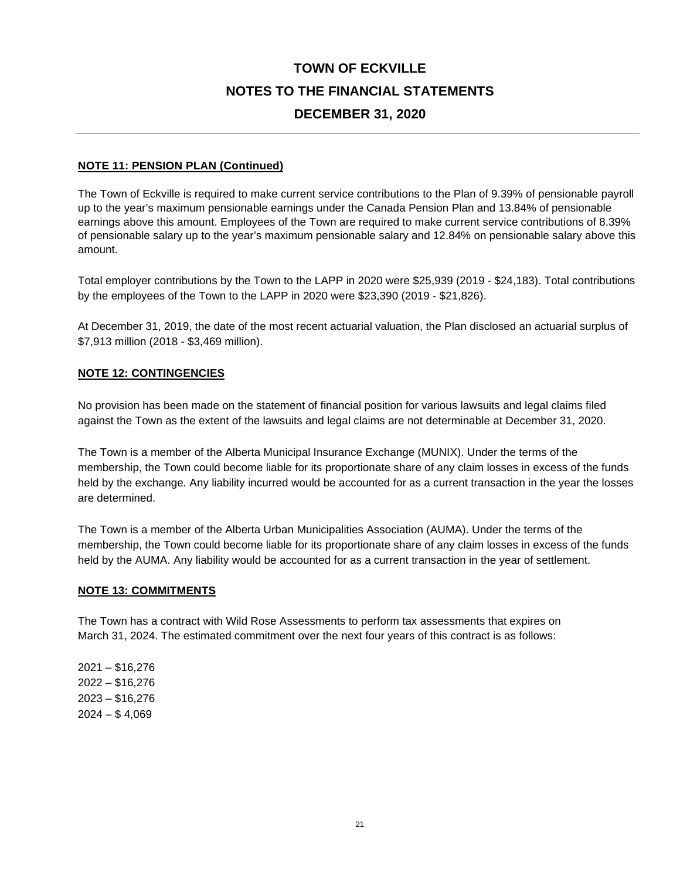# TOWN OF ECKVILLE

## NOTES TO THE FINANCIAL STATEMENTS

## DECEMBER 31, 2020

### NOTE 11: PENSION PLAN (Continued)

The Town of Eckville is required to make current service contributions to the Plan of 9.39% of pensionable payroll up to the year's maximum pensionable earnings under the Canada Pension Plan and 13.84% of pensionable earnings above this amount. Employees of the Town are required to make current service contributions of 8.39% of pensionable salary up to the year's maximum pensionable salary and 12.84% on pensionable salary above this amount.

Total employer contributions by the Town to the LAPP in 2020 were $25,939 (2019 - $24,183). Total contributions by the employees of the Town to the LAPP in 2020 were $23,390 (2019 - $21,826).

At December 31, 2019, the date of the most recent actuarial valuation, the Plan disclosed an actuarial surplus of $7,913 million (2018 - $3,469 million).

### NOTE 12: CONTINGENCIES

No provision has been made on the statement of financial position for various lawsuits and legal claims filed against the Town as the extent of the lawsuits and legal claims are not determinable at December 31, 2020.

The Town is a member of the Alberta Municipal Insurance Exchange (MUNIX). Under the terms of the membership, the Town could become liable for its proportionate share of any claim losses in excess of the funds held by the exchange. Any liability incurred would be accounted for as a current transaction in the year the losses are determined.

The Town is a member of the Alberta Urban Municipalities Association (AUMA). Under the terms of the membership, the Town could become liable for its proportionate share of any claim losses in excess of the funds held by the AUMA. Any liability would be accounted for as a current transaction in the year of settlement.

### NOTE 13: COMMITMENTS

The Town has a contract with Wild Rose Assessments to perform tax assessments that expires on March 31, 2024. The estimated commitment over the next four years of this contract is as follows:

2021 – $16,276
2022 – $16,276
2023 – $16,276
2024 – $ 4,069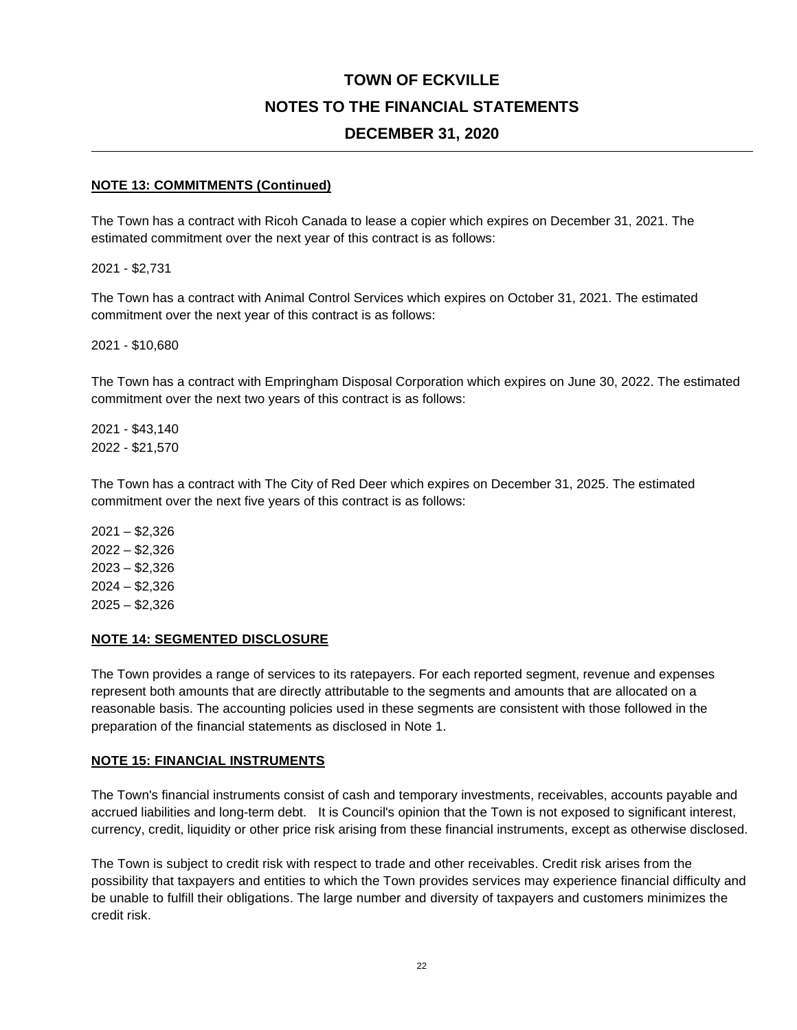# TOWN OF ECKVILLE

# NOTES TO THE FINANCIAL STATEMENTS

# DECEMBER 31, 2020

## NOTE 13: COMMITMENTS (Continued)

The Town has a contract with Ricoh Canada to lease a copier which expires on December 31, 2021. The estimated commitment over the next year of this contract is as follows:

2021 - $2,731

The Town has a contract with Animal Control Services which expires on October 31, 2021. The estimated commitment over the next year of this contract is as follows:

2021 - $10,680

The Town has a contract with Empringham Disposal Corporation which expires on June 30, 2022. The estimated commitment over the next two years of this contract is as follows:

2021 - $43,140
2022 - $21,570

The Town has a contract with The City of Red Deer which expires on December 31, 2025. The estimated commitment over the next five years of this contract is as follows:

2021 – $2,326
2022 – $2,326
2023 – $2,326
2024 – $2,326
2025 – $2,326

## NOTE 14: SEGMENTED DISCLOSURE

The Town provides a range of services to its ratepayers. For each reported segment, revenue and expenses represent both amounts that are directly attributable to the segments and amounts that are allocated on a reasonable basis. The accounting policies used in these segments are consistent with those followed in the preparation of the financial statements as disclosed in Note 1.

## NOTE 15: FINANCIAL INSTRUMENTS

The Town's financial instruments consist of cash and temporary investments, receivables, accounts payable and accrued liabilities and long-term debt. It is Council's opinion that the Town is not exposed to significant interest, currency, credit, liquidity or other price risk arising from these financial instruments, except as otherwise disclosed.

The Town is subject to credit risk with respect to trade and other receivables. Credit risk arises from the possibility that taxpayers and entities to which the Town provides services may experience financial difficulty and be unable to fulfill their obligations. The large number and diversity of taxpayers and customers minimizes the credit risk.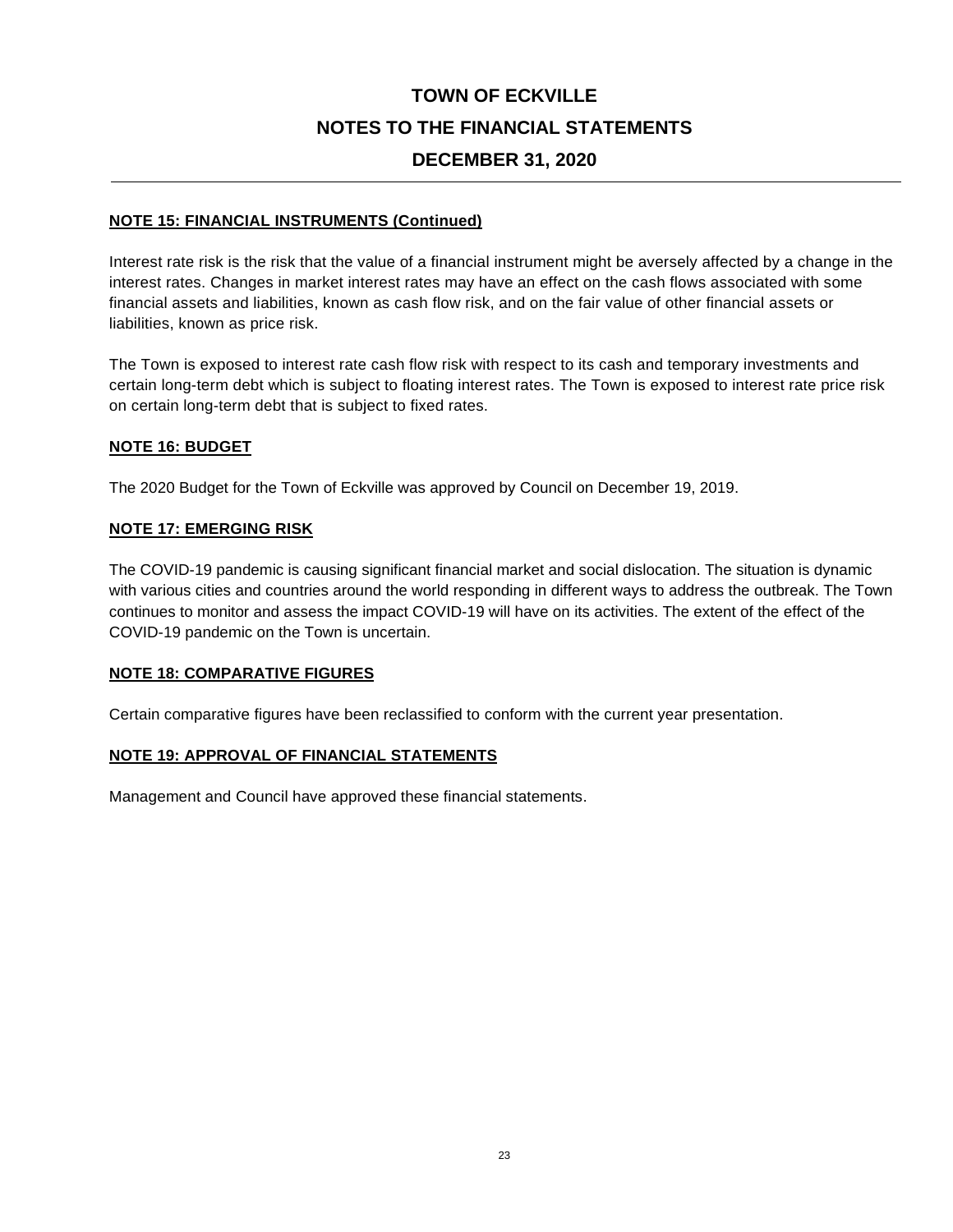**NOTE 15: FINANCIAL INSTRUMENTS (Continued)**

Interest rate risk is the risk that the value of a financial instrument might be aversely affected by a change in the interest rates. Changes in market interest rates may have an effect on the cash flows associated with some financial assets and liabilities, known as cash flow risk, and on the fair value of other financial assets or liabilities, known as price risk.

The Town is exposed to interest rate cash flow risk with respect to its cash and temporary investments and certain long-term debt which is subject to floating interest rates. The Town is exposed to interest rate price risk on certain long-term debt that is subject to fixed rates.

**NOTE 16: BUDGET**

The 2020 Budget for the Town of Eckville was approved by Council on December 19, 2019.

**NOTE 17: EMERGING RISK**

The COVID-19 pandemic is causing significant financial market and social dislocation. The situation is dynamic with various cities and countries around the world responding in different ways to address the outbreak. The Town continues to monitor and assess the impact COVID-19 will have on its activities. The extent of the effect of the COVID-19 pandemic on the Town is uncertain.

**NOTE 18: COMPARATIVE FIGURES**

Certain comparative figures have been reclassified to conform with the current year presentation.

**NOTE 19: APPROVAL OF FINANCIAL STATEMENTS**

Management and Council have approved these financial statements.